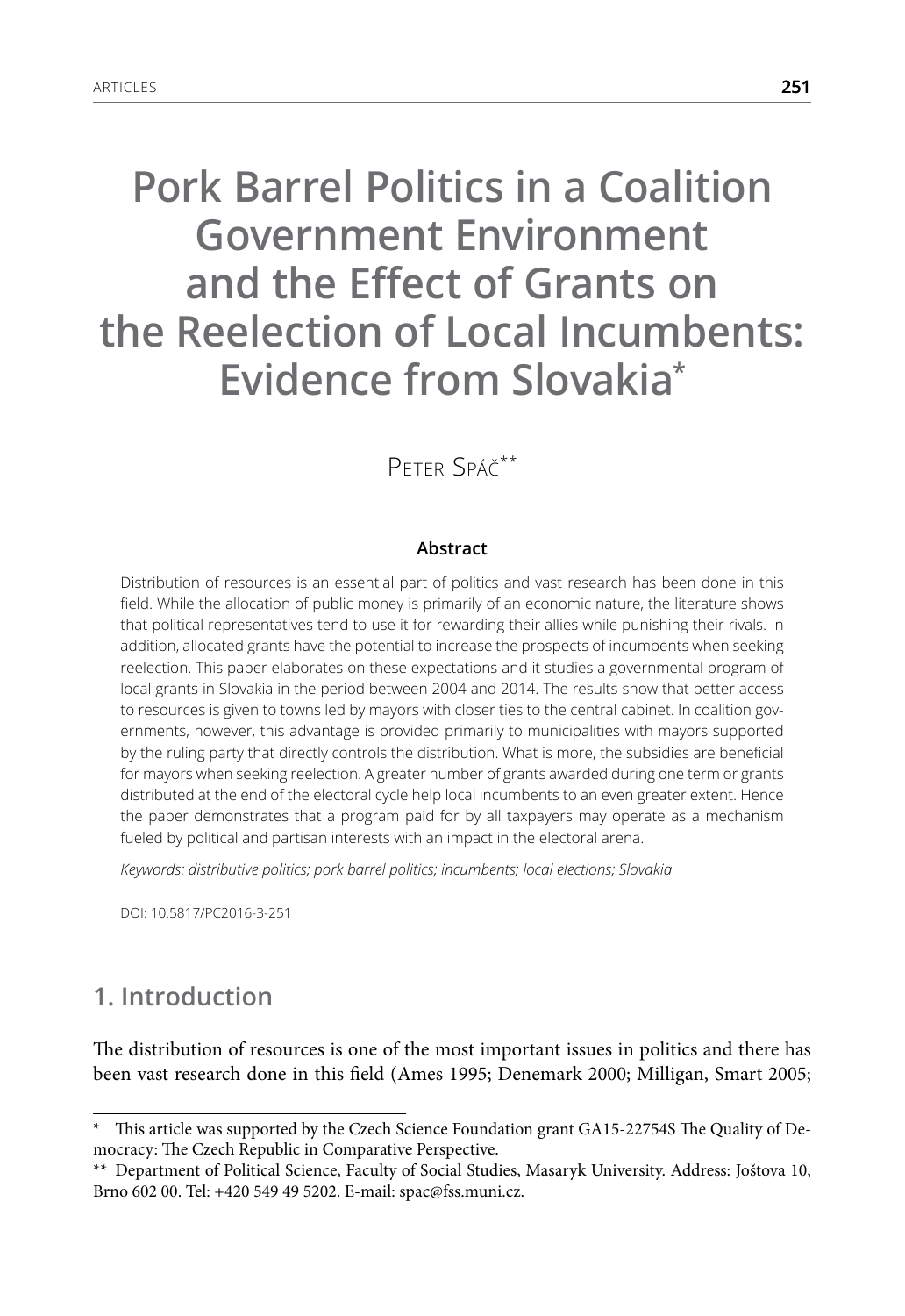# Pork Barrel Politics in a Coalition Government Environment and the Effect of Grants on the Reelection of Local Incumbents: Evidence from Slovakia*

Peter Spáč**

**Abstract**

Distribution of resources is an essential part of politics and vast research has been done in this field. While the allocation of public money is primarily of an economic nature, the literature shows that political representatives tend to use it for rewarding their allies while punishing their rivals. In addition, allocated grants have the potential to increase the prospects of incumbents when seeking reelection. This paper elaborates on these expectations and it studies a governmental program of local grants in Slovakia in the period between 2004 and 2014. The results show that better access to resources is given to towns led by mayors with closer ties to the central cabinet. In coalition governments, however, this advantage is provided primarily to municipalities with mayors supported by the ruling party that directly controls the distribution. What is more, the subsidies are beneficial for mayors when seeking reelection. A greater number of grants awarded during one term or grants distributed at the end of the electoral cycle help local incumbents to an even greater extent. Hence the paper demonstrates that a program paid for by all taxpayers may operate as a mechanism fueled by political and partisan interests with an impact in the electoral arena.

*Keywords: distributive politics; pork barrel politics; incumbents; local elections; Slovakia*

DOI: 10.5817/PC2016-3-251

## 1. Introduction

The distribution of resources is one of the most important issues in politics and there has been vast research done in this field (Ames 1995; Denemark 2000; Milligan, Smart 2005;

---

\* This article was supported by the Czech Science Foundation grant GA15-22754S The Quality of Democracy: The Czech Republic in Comparative Perspective.

\** Department of Political Science, Faculty of Social Studies, Masaryk University. Address: Joštova 10, Brno 602 00. Tel: +420 549 49 5202. E-mail: spac@fss.muni.cz.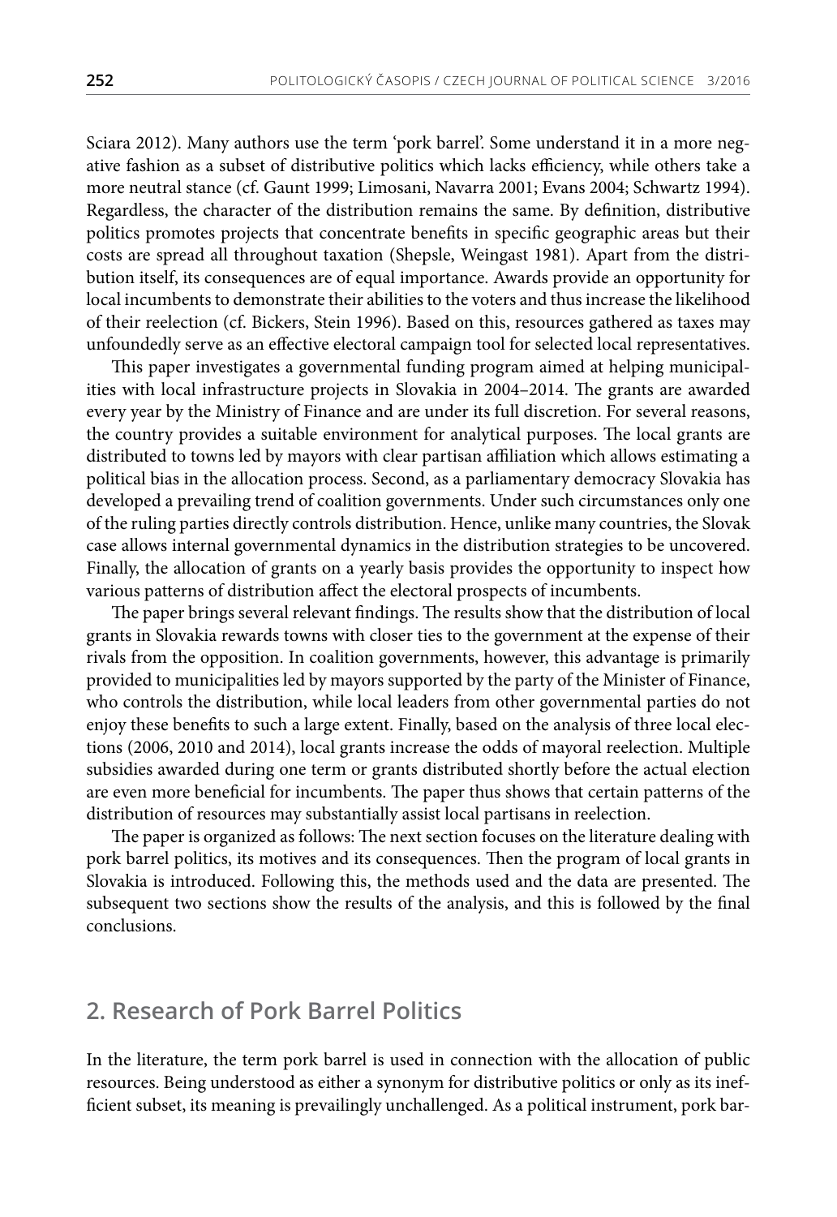Sciara 2012). Many authors use the term 'pork barrel'. Some understand it in a more negative fashion as a subset of distributive politics which lacks efficiency, while others take a more neutral stance (cf. Gaunt 1999; Limosani, Navarra 2001; Evans 2004; Schwartz 1994). Regardless, the character of the distribution remains the same. By definition, distributive politics promotes projects that concentrate benefits in specific geographic areas but their costs are spread all throughout taxation (Shepsle, Weingast 1981). Apart from the distribution itself, its consequences are of equal importance. Awards provide an opportunity for local incumbents to demonstrate their abilities to the voters and thus increase the likelihood of their reelection (cf. Bickers, Stein 1996). Based on this, resources gathered as taxes may unfoundedly serve as an effective electoral campaign tool for selected local representatives.

This paper investigates a governmental funding program aimed at helping municipalities with local infrastructure projects in Slovakia in 2004–2014. The grants are awarded every year by the Ministry of Finance and are under its full discretion. For several reasons, the country provides a suitable environment for analytical purposes. The local grants are distributed to towns led by mayors with clear partisan affiliation which allows estimating a political bias in the allocation process. Second, as a parliamentary democracy Slovakia has developed a prevailing trend of coalition governments. Under such circumstances only one of the ruling parties directly controls distribution. Hence, unlike many countries, the Slovak case allows internal governmental dynamics in the distribution strategies to be uncovered. Finally, the allocation of grants on a yearly basis provides the opportunity to inspect how various patterns of distribution affect the electoral prospects of incumbents.

The paper brings several relevant findings. The results show that the distribution of local grants in Slovakia rewards towns with closer ties to the government at the expense of their rivals from the opposition. In coalition governments, however, this advantage is primarily provided to municipalities led by mayors supported by the party of the Minister of Finance, who controls the distribution, while local leaders from other governmental parties do not enjoy these benefits to such a large extent. Finally, based on the analysis of three local elections (2006, 2010 and 2014), local grants increase the odds of mayoral reelection. Multiple subsidies awarded during one term or grants distributed shortly before the actual election are even more beneficial for incumbents. The paper thus shows that certain patterns of the distribution of resources may substantially assist local partisans in reelection.

The paper is organized as follows: The next section focuses on the literature dealing with pork barrel politics, its motives and its consequences. Then the program of local grants in Slovakia is introduced. Following this, the methods used and the data are presented. The subsequent two sections show the results of the analysis, and this is followed by the final conclusions.

## 2. Research of Pork Barrel Politics

In the literature, the term pork barrel is used in connection with the allocation of public resources. Being understood as either a synonym for distributive politics or only as its inefficient subset, its meaning is prevailingly unchallenged. As a political instrument, pork bar-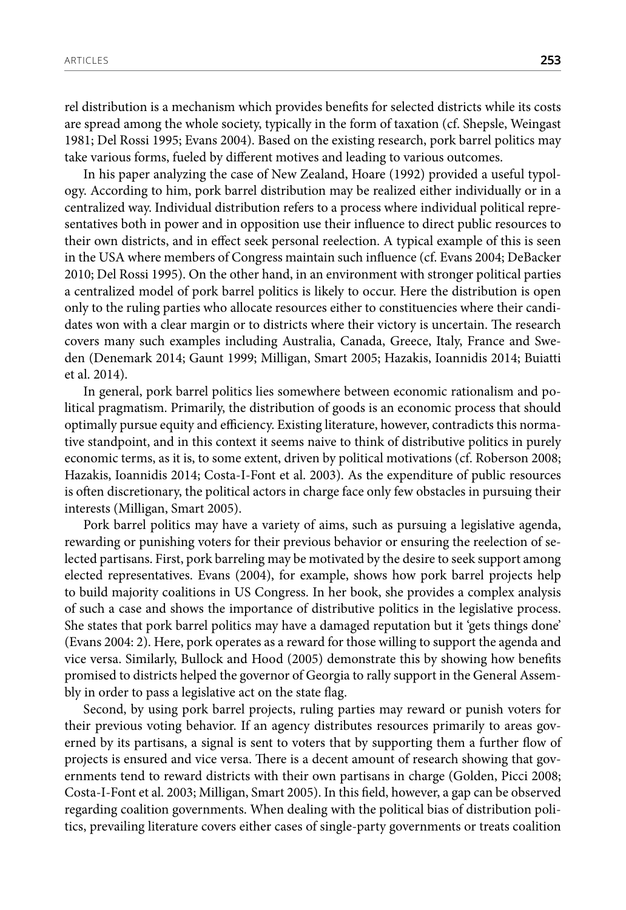rel distribution is a mechanism which provides benefits for selected districts while its costs are spread among the whole society, typically in the form of taxation (cf. Shepsle, Weingast 1981; Del Rossi 1995; Evans 2004). Based on the existing research, pork barrel politics may take various forms, fueled by different motives and leading to various outcomes.

In his paper analyzing the case of New Zealand, Hoare (1992) provided a useful typology. According to him, pork barrel distribution may be realized either individually or in a centralized way. Individual distribution refers to a process where individual political representatives both in power and in opposition use their influence to direct public resources to their own districts, and in effect seek personal reelection. A typical example of this is seen in the USA where members of Congress maintain such influence (cf. Evans 2004; DeBacker 2010; Del Rossi 1995). On the other hand, in an environment with stronger political parties a centralized model of pork barrel politics is likely to occur. Here the distribution is open only to the ruling parties who allocate resources either to constituencies where their candidates won with a clear margin or to districts where their victory is uncertain. The research covers many such examples including Australia, Canada, Greece, Italy, France and Sweden (Denemark 2014; Gaunt 1999; Milligan, Smart 2005; Hazakis, Ioannidis 2014; Buiatti et al. 2014).

In general, pork barrel politics lies somewhere between economic rationalism and political pragmatism. Primarily, the distribution of goods is an economic process that should optimally pursue equity and efficiency. Existing literature, however, contradicts this normative standpoint, and in this context it seems naive to think of distributive politics in purely economic terms, as it is, to some extent, driven by political motivations (cf. Roberson 2008; Hazakis, Ioannidis 2014; Costa-I-Font et al. 2003). As the expenditure of public resources is often discretionary, the political actors in charge face only few obstacles in pursuing their interests (Milligan, Smart 2005).

Pork barrel politics may have a variety of aims, such as pursuing a legislative agenda, rewarding or punishing voters for their previous behavior or ensuring the reelection of selected partisans. First, pork barreling may be motivated by the desire to seek support among elected representatives. Evans (2004), for example, shows how pork barrel projects help to build majority coalitions in US Congress. In her book, she provides a complex analysis of such a case and shows the importance of distributive politics in the legislative process. She states that pork barrel politics may have a damaged reputation but it 'gets things done' (Evans 2004: 2). Here, pork operates as a reward for those willing to support the agenda and vice versa. Similarly, Bullock and Hood (2005) demonstrate this by showing how benefits promised to districts helped the governor of Georgia to rally support in the General Assembly in order to pass a legislative act on the state flag.

Second, by using pork barrel projects, ruling parties may reward or punish voters for their previous voting behavior. If an agency distributes resources primarily to areas governed by its partisans, a signal is sent to voters that by supporting them a further flow of projects is ensured and vice versa. There is a decent amount of research showing that governments tend to reward districts with their own partisans in charge (Golden, Picci 2008; Costa-I-Font et al. 2003; Milligan, Smart 2005). In this field, however, a gap can be observed regarding coalition governments. When dealing with the political bias of distribution politics, prevailing literature covers either cases of single-party governments or treats coalition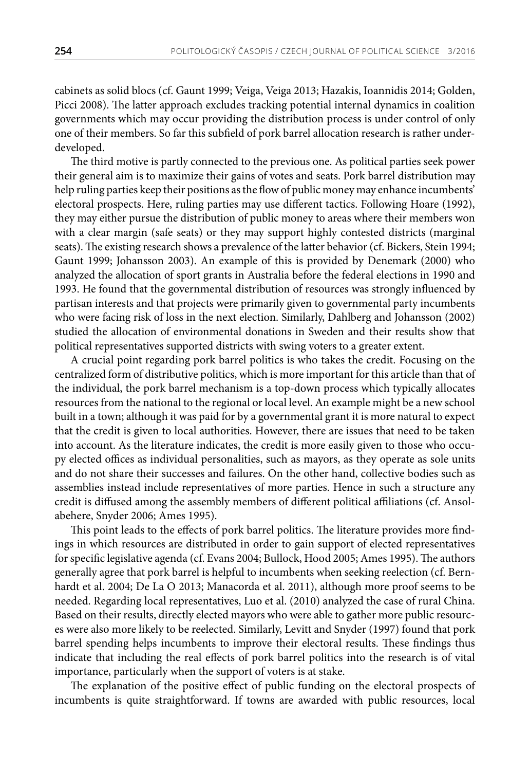cabinets as solid blocs (cf. Gaunt 1999; Veiga, Veiga 2013; Hazakis, Ioannidis 2014; Golden, Picci 2008). The latter approach excludes tracking potential internal dynamics in coalition governments which may occur providing the distribution process is under control of only one of their members. So far this subfield of pork barrel allocation research is rather underdeveloped.

The third motive is partly connected to the previous one. As political parties seek power their general aim is to maximize their gains of votes and seats. Pork barrel distribution may help ruling parties keep their positions as the flow of public money may enhance incumbents' electoral prospects. Here, ruling parties may use different tactics. Following Hoare (1992), they may either pursue the distribution of public money to areas where their members won with a clear margin (safe seats) or they may support highly contested districts (marginal seats). The existing research shows a prevalence of the latter behavior (cf. Bickers, Stein 1994; Gaunt 1999; Johansson 2003). An example of this is provided by Denemark (2000) who analyzed the allocation of sport grants in Australia before the federal elections in 1990 and 1993. He found that the governmental distribution of resources was strongly influenced by partisan interests and that projects were primarily given to governmental party incumbents who were facing risk of loss in the next election. Similarly, Dahlberg and Johansson (2002) studied the allocation of environmental donations in Sweden and their results show that political representatives supported districts with swing voters to a greater extent.

A crucial point regarding pork barrel politics is who takes the credit. Focusing on the centralized form of distributive politics, which is more important for this article than that of the individual, the pork barrel mechanism is a top-down process which typically allocates resources from the national to the regional or local level. An example might be a new school built in a town; although it was paid for by a governmental grant it is more natural to expect that the credit is given to local authorities. However, there are issues that need to be taken into account. As the literature indicates, the credit is more easily given to those who occupy elected offices as individual personalities, such as mayors, as they operate as sole units and do not share their successes and failures. On the other hand, collective bodies such as assemblies instead include representatives of more parties. Hence in such a structure any credit is diffused among the assembly members of different political affiliations (cf. Ansolabehere, Snyder 2006; Ames 1995).

This point leads to the effects of pork barrel politics. The literature provides more findings in which resources are distributed in order to gain support of elected representatives for specific legislative agenda (cf. Evans 2004; Bullock, Hood 2005; Ames 1995). The authors generally agree that pork barrel is helpful to incumbents when seeking reelection (cf. Bernhardt et al. 2004; De La O 2013; Manacorda et al. 2011), although more proof seems to be needed. Regarding local representatives, Luo et al. (2010) analyzed the case of rural China. Based on their results, directly elected mayors who were able to gather more public resources were also more likely to be reelected. Similarly, Levitt and Snyder (1997) found that pork barrel spending helps incumbents to improve their electoral results. These findings thus indicate that including the real effects of pork barrel politics into the research is of vital importance, particularly when the support of voters is at stake.

The explanation of the positive effect of public funding on the electoral prospects of incumbents is quite straightforward. If towns are awarded with public resources, local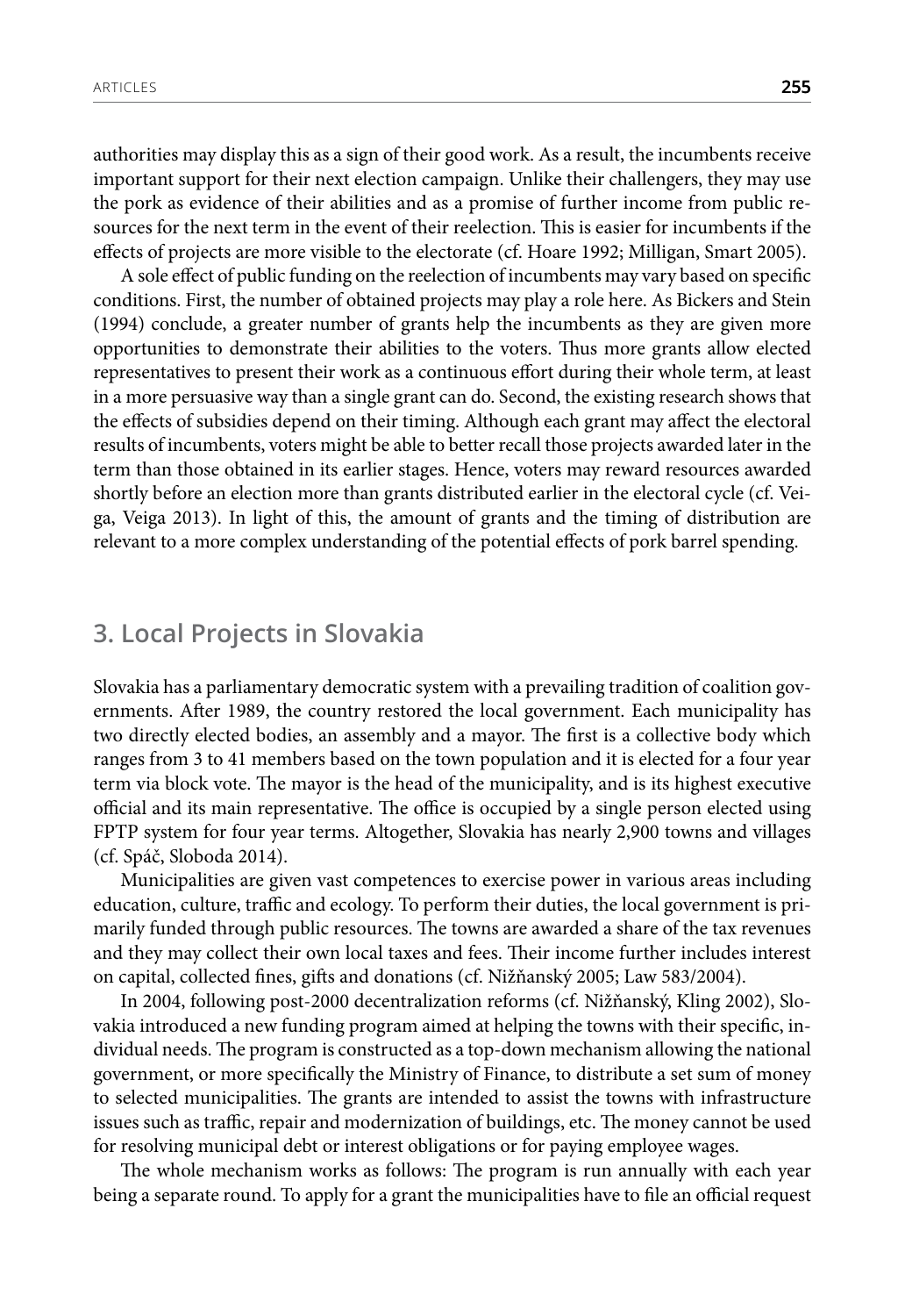authorities may display this as a sign of their good work. As a result, the incumbents receive important support for their next election campaign. Unlike their challengers, they may use the pork as evidence of their abilities and as a promise of further income from public resources for the next term in the event of their reelection. This is easier for incumbents if the effects of projects are more visible to the electorate (cf. Hoare 1992; Milligan, Smart 2005).

A sole effect of public funding on the reelection of incumbents may vary based on specific conditions. First, the number of obtained projects may play a role here. As Bickers and Stein (1994) conclude, a greater number of grants help the incumbents as they are given more opportunities to demonstrate their abilities to the voters. Thus more grants allow elected representatives to present their work as a continuous effort during their whole term, at least in a more persuasive way than a single grant can do. Second, the existing research shows that the effects of subsidies depend on their timing. Although each grant may affect the electoral results of incumbents, voters might be able to better recall those projects awarded later in the term than those obtained in its earlier stages. Hence, voters may reward resources awarded shortly before an election more than grants distributed earlier in the electoral cycle (cf. Veiga, Veiga 2013). In light of this, the amount of grants and the timing of distribution are relevant to a more complex understanding of the potential effects of pork barrel spending.

## 3. Local Projects in Slovakia

Slovakia has a parliamentary democratic system with a prevailing tradition of coalition governments. After 1989, the country restored the local government. Each municipality has two directly elected bodies, an assembly and a mayor. The first is a collective body which ranges from 3 to 41 members based on the town population and it is elected for a four year term via block vote. The mayor is the head of the municipality, and is its highest executive official and its main representative. The office is occupied by a single person elected using FPTP system for four year terms. Altogether, Slovakia has nearly 2,900 towns and villages (cf. Spáč, Sloboda 2014).

Municipalities are given vast competences to exercise power in various areas including education, culture, traffic and ecology. To perform their duties, the local government is primarily funded through public resources. The towns are awarded a share of the tax revenues and they may collect their own local taxes and fees. Their income further includes interest on capital, collected fines, gifts and donations (cf. Nižňanský 2005; Law 583/2004).

In 2004, following post-2000 decentralization reforms (cf. Nižňanský, Kling 2002), Slovakia introduced a new funding program aimed at helping the towns with their specific, individual needs. The program is constructed as a top-down mechanism allowing the national government, or more specifically the Ministry of Finance, to distribute a set sum of money to selected municipalities. The grants are intended to assist the towns with infrastructure issues such as traffic, repair and modernization of buildings, etc. The money cannot be used for resolving municipal debt or interest obligations or for paying employee wages.

The whole mechanism works as follows: The program is run annually with each year being a separate round. To apply for a grant the municipalities have to file an official request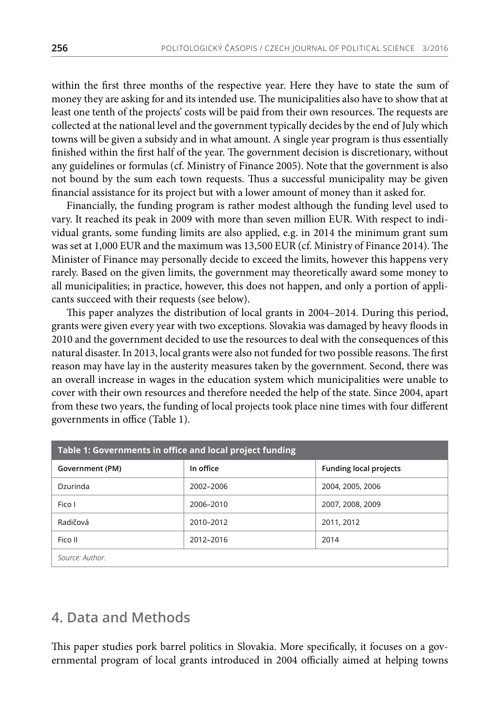within the first three months of the respective year. Here they have to state the sum of money they are asking for and its intended use. The municipalities also have to show that at least one tenth of the projects' costs will be paid from their own resources. The requests are collected at the national level and the government typically decides by the end of July which towns will be given a subsidy and in what amount. A single year program is thus essentially finished within the first half of the year. The government decision is discretionary, without any guidelines or formulas (cf. Ministry of Finance 2005). Note that the government is also not bound by the sum each town requests. Thus a successful municipality may be given financial assistance for its project but with a lower amount of money than it asked for.

Financially, the funding program is rather modest although the funding level used to vary. It reached its peak in 2009 with more than seven million EUR. With respect to individual grants, some funding limits are also applied, e.g. in 2014 the minimum grant sum was set at 1,000 EUR and the maximum was 13,500 EUR (cf. Ministry of Finance 2014). The Minister of Finance may personally decide to exceed the limits, however this happens very rarely. Based on the given limits, the government may theoretically award some money to all municipalities; in practice, however, this does not happen, and only a portion of applicants succeed with their requests (see below).

This paper analyzes the distribution of local grants in 2004–2014. During this period, grants were given every year with two exceptions. Slovakia was damaged by heavy floods in 2010 and the government decided to use the resources to deal with the consequences of this natural disaster. In 2013, local grants were also not funded for two possible reasons. The first reason may have lay in the austerity measures taken by the government. Second, there was an overall increase in wages in the education system which municipalities were unable to cover with their own resources and therefore needed the help of the state. Since 2004, apart from these two years, the funding of local projects took place nine times with four different governments in office (Table 1).

**Table 1: Governments in office and local project funding**

| Government (PM) | In office | Funding local projects |
|---|---|---|
| Dzurinda | 2002–2006 | 2004, 2005, 2006 |
| Fico I | 2006–2010 | 2007, 2008, 2009 |
| Radičová | 2010–2012 | 2011, 2012 |
| Fico II | 2012–2016 | 2014 |

*Source: Author.*

## 4. Data and Methods

This paper studies pork barrel politics in Slovakia. More specifically, it focuses on a governmental program of local grants introduced in 2004 officially aimed at helping towns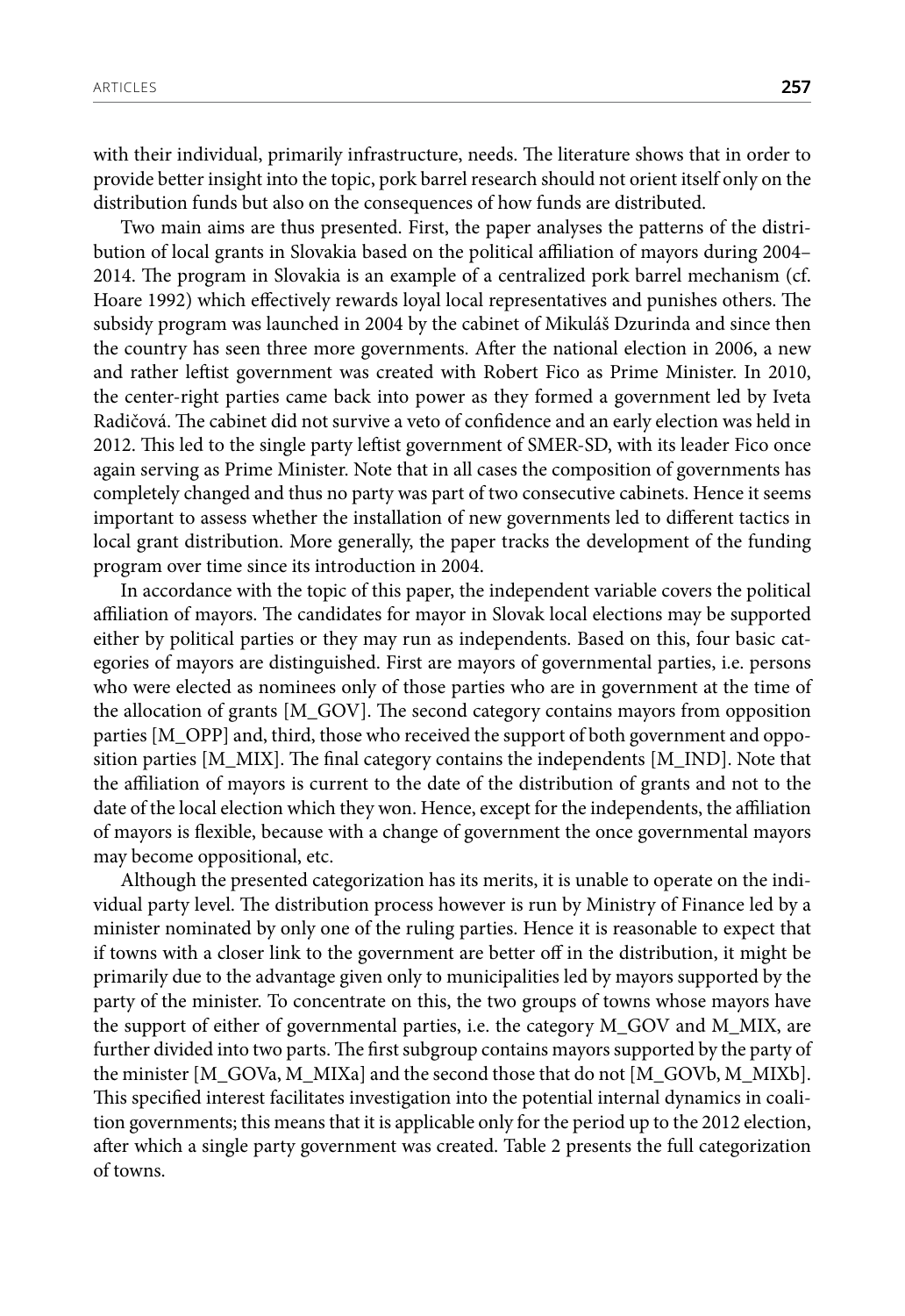with their individual, primarily infrastructure, needs. The literature shows that in order to provide better insight into the topic, pork barrel research should not orient itself only on the distribution funds but also on the consequences of how funds are distributed.

Two main aims are thus presented. First, the paper analyses the patterns of the distribution of local grants in Slovakia based on the political affiliation of mayors during 2004–2014. The program in Slovakia is an example of a centralized pork barrel mechanism (cf. Hoare 1992) which effectively rewards loyal local representatives and punishes others. The subsidy program was launched in 2004 by the cabinet of Mikuláš Dzurinda and since then the country has seen three more governments. After the national election in 2006, a new and rather leftist government was created with Robert Fico as Prime Minister. In 2010, the center-right parties came back into power as they formed a government led by Iveta Radičová. The cabinet did not survive a veto of confidence and an early election was held in 2012. This led to the single party leftist government of SMER-SD, with its leader Fico once again serving as Prime Minister. Note that in all cases the composition of governments has completely changed and thus no party was part of two consecutive cabinets. Hence it seems important to assess whether the installation of new governments led to different tactics in local grant distribution. More generally, the paper tracks the development of the funding program over time since its introduction in 2004.

In accordance with the topic of this paper, the independent variable covers the political affiliation of mayors. The candidates for mayor in Slovak local elections may be supported either by political parties or they may run as independents. Based on this, four basic categories of mayors are distinguished. First are mayors of governmental parties, i.e. persons who were elected as nominees only of those parties who are in government at the time of the allocation of grants [M_GOV]. The second category contains mayors from opposition parties [M_OPP] and, third, those who received the support of both government and opposition parties [M_MIX]. The final category contains the independents [M_IND]. Note that the affiliation of mayors is current to the date of the distribution of grants and not to the date of the local election which they won. Hence, except for the independents, the affiliation of mayors is flexible, because with a change of government the once governmental mayors may become oppositional, etc.

Although the presented categorization has its merits, it is unable to operate on the individual party level. The distribution process however is run by Ministry of Finance led by a minister nominated by only one of the ruling parties. Hence it is reasonable to expect that if towns with a closer link to the government are better off in the distribution, it might be primarily due to the advantage given only to municipalities led by mayors supported by the party of the minister. To concentrate on this, the two groups of towns whose mayors have the support of either of governmental parties, i.e. the category M_GOV and M_MIX, are further divided into two parts. The first subgroup contains mayors supported by the party of the minister [M_GOVa, M_MIXa] and the second those that do not [M_GOVb, M_MIXb]. This specified interest facilitates investigation into the potential internal dynamics in coalition governments; this means that it is applicable only for the period up to the 2012 election, after which a single party government was created. Table 2 presents the full categorization of towns.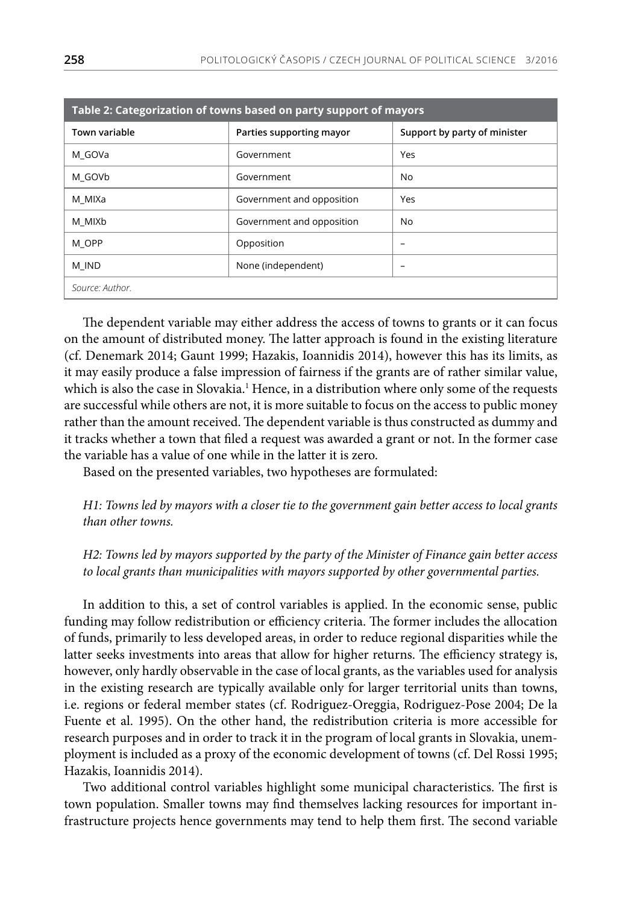**Table 2: Categorization of towns based on party support of mayors**

| Town variable | Parties supporting mayor | Support by party of minister |
|---|---|---|
| M_GOVa | Government | Yes |
| M_GOVb | Government | No |
| M_MIXa | Government and opposition | Yes |
| M_MIXb | Government and opposition | No |
| M_OPP | Opposition | – |
| M_IND | None (independent) | – |

*Source: Author.*

The dependent variable may either address the access of towns to grants or it can focus on the amount of distributed money. The latter approach is found in the existing literature (cf. Denemark 2014; Gaunt 1999; Hazakis, Ioannidis 2014), however this has its limits, as it may easily produce a false impression of fairness if the grants are of rather similar value, which is also the case in Slovakia.[1] Hence, in a distribution where only some of the requests are successful while others are not, it is more suitable to focus on the access to public money rather than the amount received. The dependent variable is thus constructed as dummy and it tracks whether a town that filed a request was awarded a grant or not. In the former case the variable has a value of one while in the latter it is zero.

Based on the presented variables, two hypotheses are formulated:

*H1: Towns led by mayors with a closer tie to the government gain better access to local grants than other towns.*

*H2: Towns led by mayors supported by the party of the Minister of Finance gain better access to local grants than municipalities with mayors supported by other governmental parties.*

In addition to this, a set of control variables is applied. In the economic sense, public funding may follow redistribution or efficiency criteria. The former includes the allocation of funds, primarily to less developed areas, in order to reduce regional disparities while the latter seeks investments into areas that allow for higher returns. The efficiency strategy is, however, only hardly observable in the case of local grants, as the variables used for analysis in the existing research are typically available only for larger territorial units than towns, i.e. regions or federal member states (cf. Rodriguez-Oreggia, Rodriguez-Pose 2004; De la Fuente et al. 1995). On the other hand, the redistribution criteria is more accessible for research purposes and in order to track it in the program of local grants in Slovakia, unemployment is included as a proxy of the economic development of towns (cf. Del Rossi 1995; Hazakis, Ioannidis 2014).

Two additional control variables highlight some municipal characteristics. The first is town population. Smaller towns may find themselves lacking resources for important infrastructure projects hence governments may tend to help them first. The second variable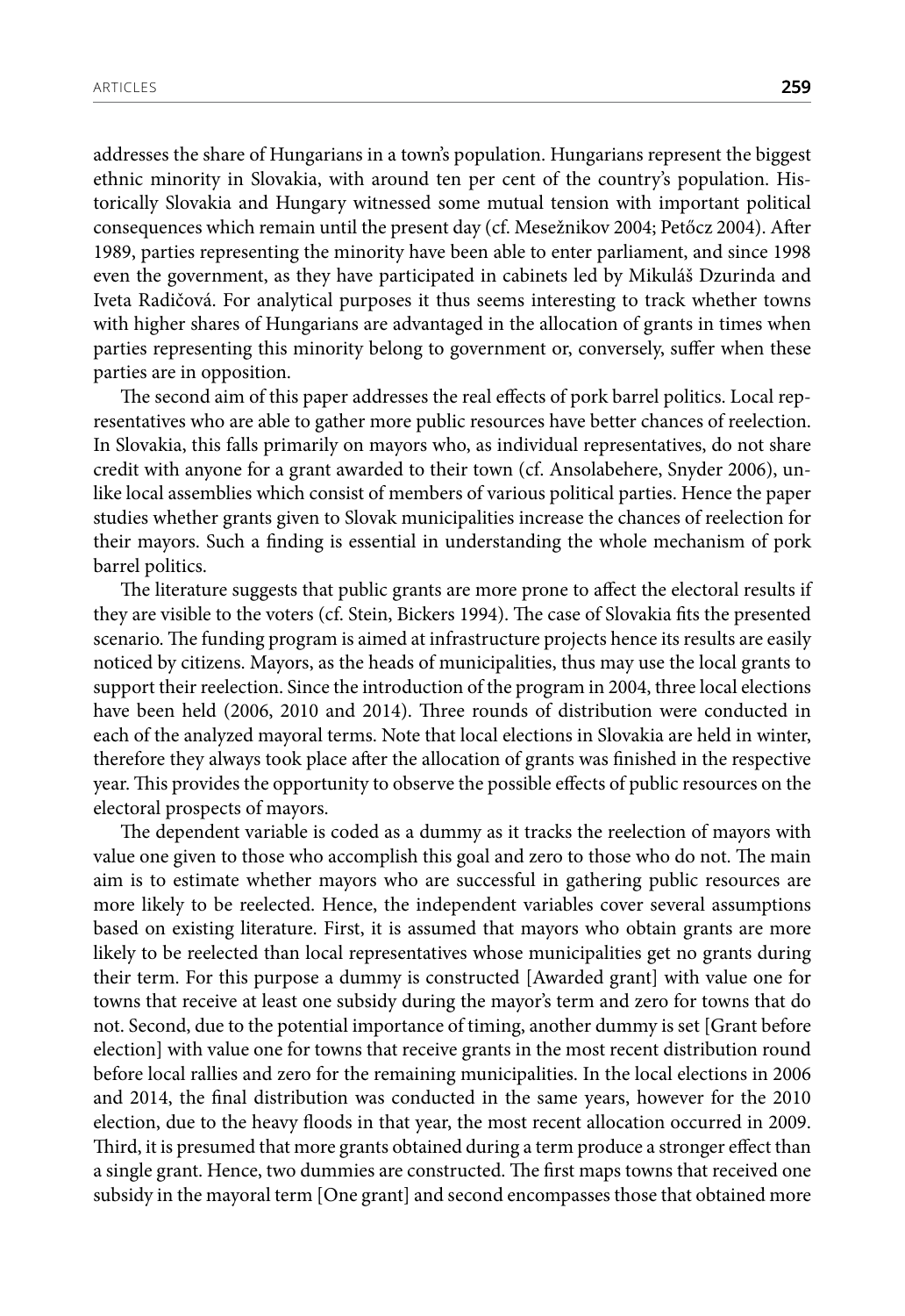addresses the share of Hungarians in a town's population. Hungarians represent the biggest ethnic minority in Slovakia, with around ten per cent of the country's population. Historically Slovakia and Hungary witnessed some mutual tension with important political consequences which remain until the present day (cf. Mesežnikov 2004; Petőcz 2004). After 1989, parties representing the minority have been able to enter parliament, and since 1998 even the government, as they have participated in cabinets led by Mikuláš Dzurinda and Iveta Radičová. For analytical purposes it thus seems interesting to track whether towns with higher shares of Hungarians are advantaged in the allocation of grants in times when parties representing this minority belong to government or, conversely, suffer when these parties are in opposition.

The second aim of this paper addresses the real effects of pork barrel politics. Local representatives who are able to gather more public resources have better chances of reelection. In Slovakia, this falls primarily on mayors who, as individual representatives, do not share credit with anyone for a grant awarded to their town (cf. Ansolabehere, Snyder 2006), unlike local assemblies which consist of members of various political parties. Hence the paper studies whether grants given to Slovak municipalities increase the chances of reelection for their mayors. Such a finding is essential in understanding the whole mechanism of pork barrel politics.

The literature suggests that public grants are more prone to affect the electoral results if they are visible to the voters (cf. Stein, Bickers 1994). The case of Slovakia fits the presented scenario. The funding program is aimed at infrastructure projects hence its results are easily noticed by citizens. Mayors, as the heads of municipalities, thus may use the local grants to support their reelection. Since the introduction of the program in 2004, three local elections have been held (2006, 2010 and 2014). Three rounds of distribution were conducted in each of the analyzed mayoral terms. Note that local elections in Slovakia are held in winter, therefore they always took place after the allocation of grants was finished in the respective year. This provides the opportunity to observe the possible effects of public resources on the electoral prospects of mayors.

The dependent variable is coded as a dummy as it tracks the reelection of mayors with value one given to those who accomplish this goal and zero to those who do not. The main aim is to estimate whether mayors who are successful in gathering public resources are more likely to be reelected. Hence, the independent variables cover several assumptions based on existing literature. First, it is assumed that mayors who obtain grants are more likely to be reelected than local representatives whose municipalities get no grants during their term. For this purpose a dummy is constructed [Awarded grant] with value one for towns that receive at least one subsidy during the mayor's term and zero for towns that do not. Second, due to the potential importance of timing, another dummy is set [Grant before election] with value one for towns that receive grants in the most recent distribution round before local rallies and zero for the remaining municipalities. In the local elections in 2006 and 2014, the final distribution was conducted in the same years, however for the 2010 election, due to the heavy floods in that year, the most recent allocation occurred in 2009. Third, it is presumed that more grants obtained during a term produce a stronger effect than a single grant. Hence, two dummies are constructed. The first maps towns that received one subsidy in the mayoral term [One grant] and second encompasses those that obtained more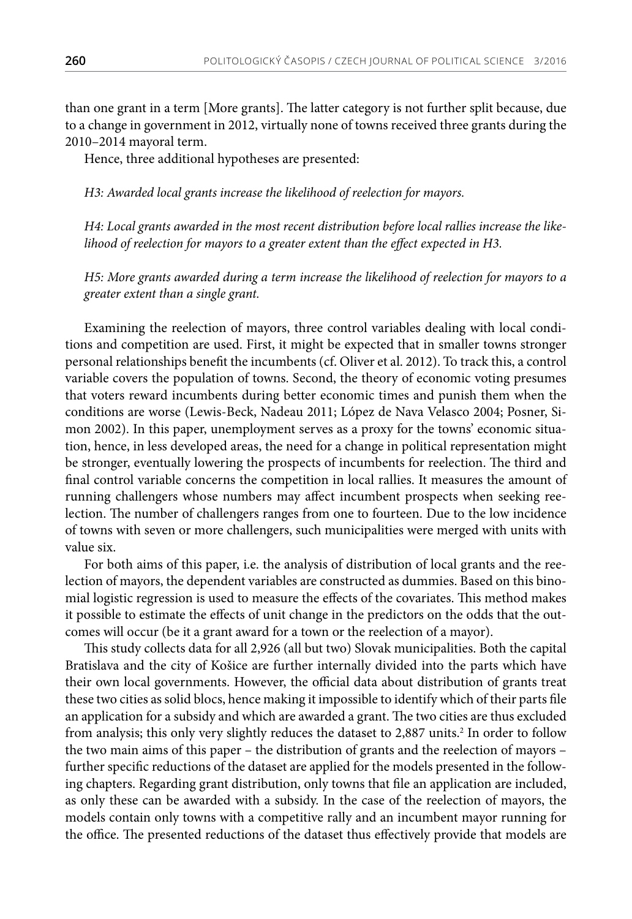than one grant in a term [More grants]. The latter category is not further split because, due to a change in government in 2012, virtually none of towns received three grants during the 2010–2014 mayoral term.

Hence, three additional hypotheses are presented:

*H3: Awarded local grants increase the likelihood of reelection for mayors.*

*H4: Local grants awarded in the most recent distribution before local rallies increase the likelihood of reelection for mayors to a greater extent than the effect expected in H3.*

*H5: More grants awarded during a term increase the likelihood of reelection for mayors to a greater extent than a single grant.*

Examining the reelection of mayors, three control variables dealing with local conditions and competition are used. First, it might be expected that in smaller towns stronger personal relationships benefit the incumbents (cf. Oliver et al. 2012). To track this, a control variable covers the population of towns. Second, the theory of economic voting presumes that voters reward incumbents during better economic times and punish them when the conditions are worse (Lewis-Beck, Nadeau 2011; López de Nava Velasco 2004; Posner, Simon 2002). In this paper, unemployment serves as a proxy for the towns' economic situation, hence, in less developed areas, the need for a change in political representation might be stronger, eventually lowering the prospects of incumbents for reelection. The third and final control variable concerns the competition in local rallies. It measures the amount of running challengers whose numbers may affect incumbent prospects when seeking reelection. The number of challengers ranges from one to fourteen. Due to the low incidence of towns with seven or more challengers, such municipalities were merged with units with value six.

For both aims of this paper, i.e. the analysis of distribution of local grants and the reelection of mayors, the dependent variables are constructed as dummies. Based on this binomial logistic regression is used to measure the effects of the covariates. This method makes it possible to estimate the effects of unit change in the predictors on the odds that the outcomes will occur (be it a grant award for a town or the reelection of a mayor).

This study collects data for all 2,926 (all but two) Slovak municipalities. Both the capital Bratislava and the city of Košice are further internally divided into the parts which have their own local governments. However, the official data about distribution of grants treat these two cities as solid blocs, hence making it impossible to identify which of their parts file an application for a subsidy and which are awarded a grant. The two cities are thus excluded from analysis; this only very slightly reduces the dataset to 2,887 units.[2] In order to follow the two main aims of this paper – the distribution of grants and the reelection of mayors – further specific reductions of the dataset are applied for the models presented in the following chapters. Regarding grant distribution, only towns that file an application are included, as only these can be awarded with a subsidy. In the case of the reelection of mayors, the models contain only towns with a competitive rally and an incumbent mayor running for the office. The presented reductions of the dataset thus effectively provide that models are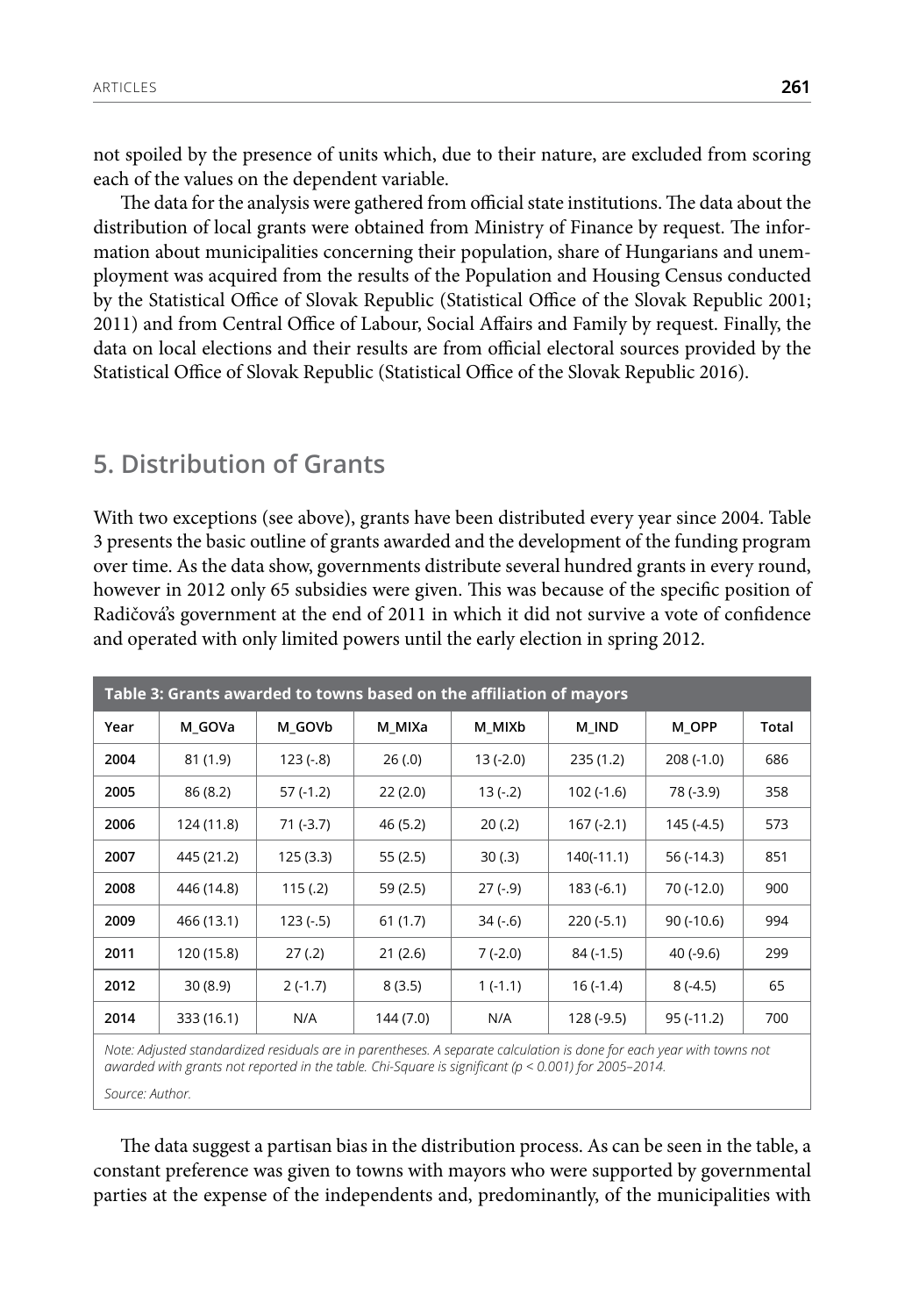not spoiled by the presence of units which, due to their nature, are excluded from scoring each of the values on the dependent variable.

The data for the analysis were gathered from official state institutions. The data about the distribution of local grants were obtained from Ministry of Finance by request. The information about municipalities concerning their population, share of Hungarians and unemployment was acquired from the results of the Population and Housing Census conducted by the Statistical Office of Slovak Republic (Statistical Office of the Slovak Republic 2001; 2011) and from Central Office of Labour, Social Affairs and Family by request. Finally, the data on local elections and their results are from official electoral sources provided by the Statistical Office of Slovak Republic (Statistical Office of the Slovak Republic 2016).

## 5. Distribution of Grants

With two exceptions (see above), grants have been distributed every year since 2004. Table 3 presents the basic outline of grants awarded and the development of the funding program over time. As the data show, governments distribute several hundred grants in every round, however in 2012 only 65 subsidies were given. This was because of the specific position of Radičová's government at the end of 2011 in which it did not survive a vote of confidence and operated with only limited powers until the early election in spring 2012.

**Table 3: Grants awarded to towns based on the affiliation of mayors**

| Year | M_GOVa | M_GOVb | M_MIXa | M_MIXb | M_IND | M_OPP | Total |
|---|---|---|---|---|---|---|---|
| 2004 | 81 (1.9) | 123 (-.8) | 26 (.0) | 13 (-2.0) | 235 (1.2) | 208 (-1.0) | 686 |
| 2005 | 86 (8.2) | 57 (-1.2) | 22 (2.0) | 13 (-.2) | 102 (-1.6) | 78 (-3.9) | 358 |
| 2006 | 124 (11.8) | 71 (-3.7) | 46 (5.2) | 20 (.2) | 167 (-2.1) | 145 (-4.5) | 573 |
| 2007 | 445 (21.2) | 125 (3.3) | 55 (2.5) | 30 (.3) | 140(-11.1) | 56 (-14.3) | 851 |
| 2008 | 446 (14.8) | 115 (.2) | 59 (2.5) | 27 (-.9) | 183 (-6.1) | 70 (-12.0) | 900 |
| 2009 | 466 (13.1) | 123 (-.5) | 61 (1.7) | 34 (-.6) | 220 (-5.1) | 90 (-10.6) | 994 |
| 2011 | 120 (15.8) | 27 (.2) | 21 (2.6) | 7 (-2.0) | 84 (-1.5) | 40 (-9.6) | 299 |
| 2012 | 30 (8.9) | 2 (-1.7) | 8 (3.5) | 1 (-1.1) | 16 (-1.4) | 8 (-4.5) | 65 |
| 2014 | 333 (16.1) | N/A | 144 (7.0) | N/A | 128 (-9.5) | 95 (-11.2) | 700 |

*Note: Adjusted standardized residuals are in parentheses. A separate calculation is done for each year with towns not awarded with grants not reported in the table. Chi-Square is significant ($p < 0.001$) for 2005–2014.*

*Source: Author.*

The data suggest a partisan bias in the distribution process. As can be seen in the table, a constant preference was given to towns with mayors who were supported by governmental parties at the expense of the independents and, predominantly, of the municipalities with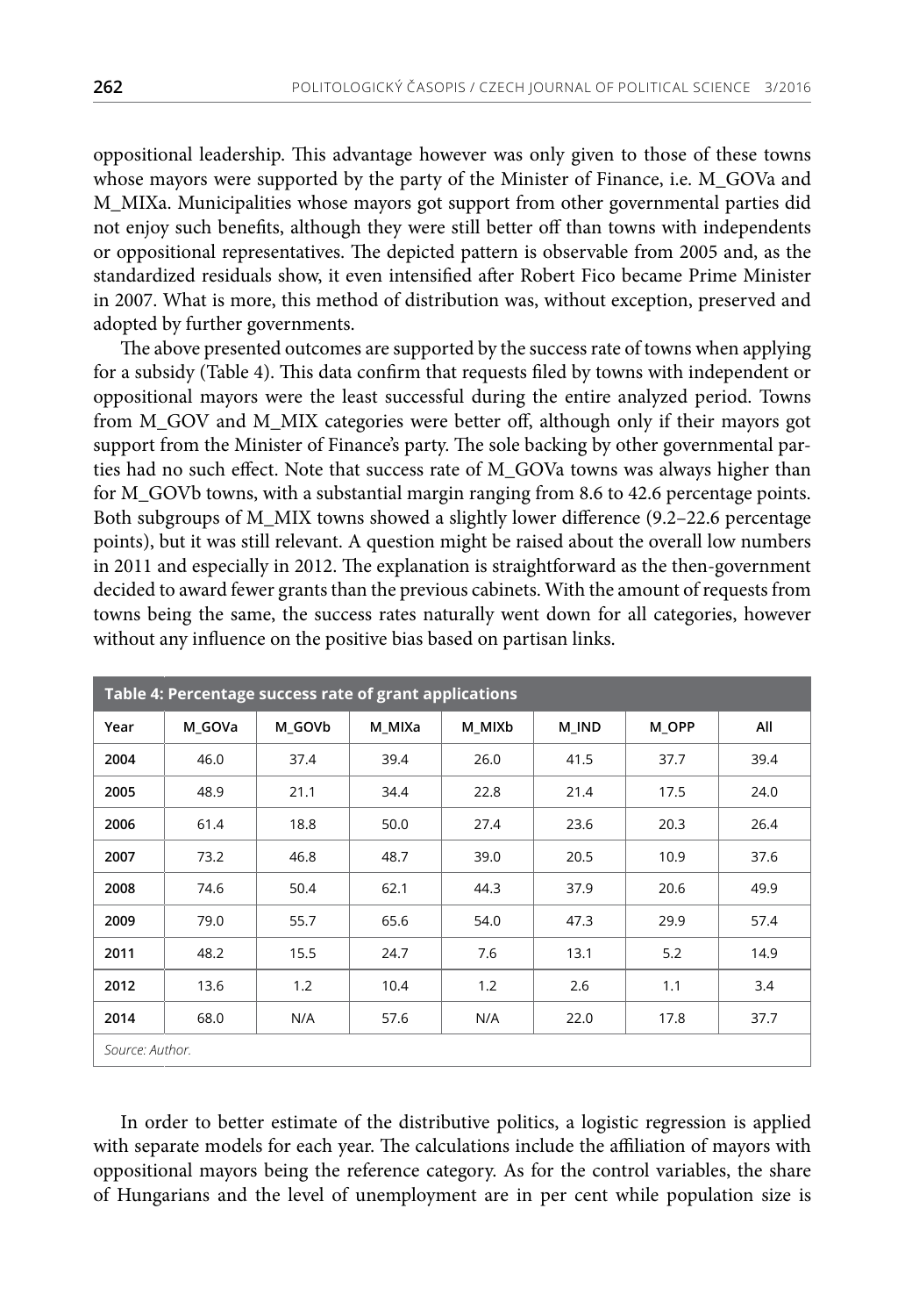oppositional leadership. This advantage however was only given to those of these towns whose mayors were supported by the party of the Minister of Finance, i.e. M_GOVa and M_MIXa. Municipalities whose mayors got support from other governmental parties did not enjoy such benefits, although they were still better off than towns with independents or oppositional representatives. The depicted pattern is observable from 2005 and, as the standardized residuals show, it even intensified after Robert Fico became Prime Minister in 2007. What is more, this method of distribution was, without exception, preserved and adopted by further governments.

The above presented outcomes are supported by the success rate of towns when applying for a subsidy (Table 4). This data confirm that requests filed by towns with independent or oppositional mayors were the least successful during the entire analyzed period. Towns from M_GOV and M_MIX categories were better off, although only if their mayors got support from the Minister of Finance's party. The sole backing by other governmental parties had no such effect. Note that success rate of M_GOVa towns was always higher than for M_GOVb towns, with a substantial margin ranging from 8.6 to 42.6 percentage points. Both subgroups of M_MIX towns showed a slightly lower difference (9.2–22.6 percentage points), but it was still relevant. A question might be raised about the overall low numbers in 2011 and especially in 2012. The explanation is straightforward as the then-government decided to award fewer grants than the previous cabinets. With the amount of requests from towns being the same, the success rates naturally went down for all categories, however without any influence on the positive bias based on partisan links.

**Table 4: Percentage success rate of grant applications**

| Year | M_GOVa | M_GOVb | M_MIXa | M_MIXb | M_IND | M_OPP | All |
|---|---|---|---|---|---|---|---|
| **2004** | 46.0 | 37.4 | 39.4 | 26.0 | 41.5 | 37.7 | 39.4 |
| **2005** | 48.9 | 21.1 | 34.4 | 22.8 | 21.4 | 17.5 | 24.0 |
| **2006** | 61.4 | 18.8 | 50.0 | 27.4 | 23.6 | 20.3 | 26.4 |
| **2007** | 73.2 | 46.8 | 48.7 | 39.0 | 20.5 | 10.9 | 37.6 |
| **2008** | 74.6 | 50.4 | 62.1 | 44.3 | 37.9 | 20.6 | 49.9 |
| **2009** | 79.0 | 55.7 | 65.6 | 54.0 | 47.3 | 29.9 | 57.4 |
| **2011** | 48.2 | 15.5 | 24.7 | 7.6 | 13.1 | 5.2 | 14.9 |
| **2012** | 13.6 | 1.2 | 10.4 | 1.2 | 2.6 | 1.1 | 3.4 |
| **2014** | 68.0 | N/A | 57.6 | N/A | 22.0 | 17.8 | 37.7 |

*Source: Author.*

In order to better estimate of the distributive politics, a logistic regression is applied with separate models for each year. The calculations include the affiliation of mayors with oppositional mayors being the reference category. As for the control variables, the share of Hungarians and the level of unemployment are in per cent while population size is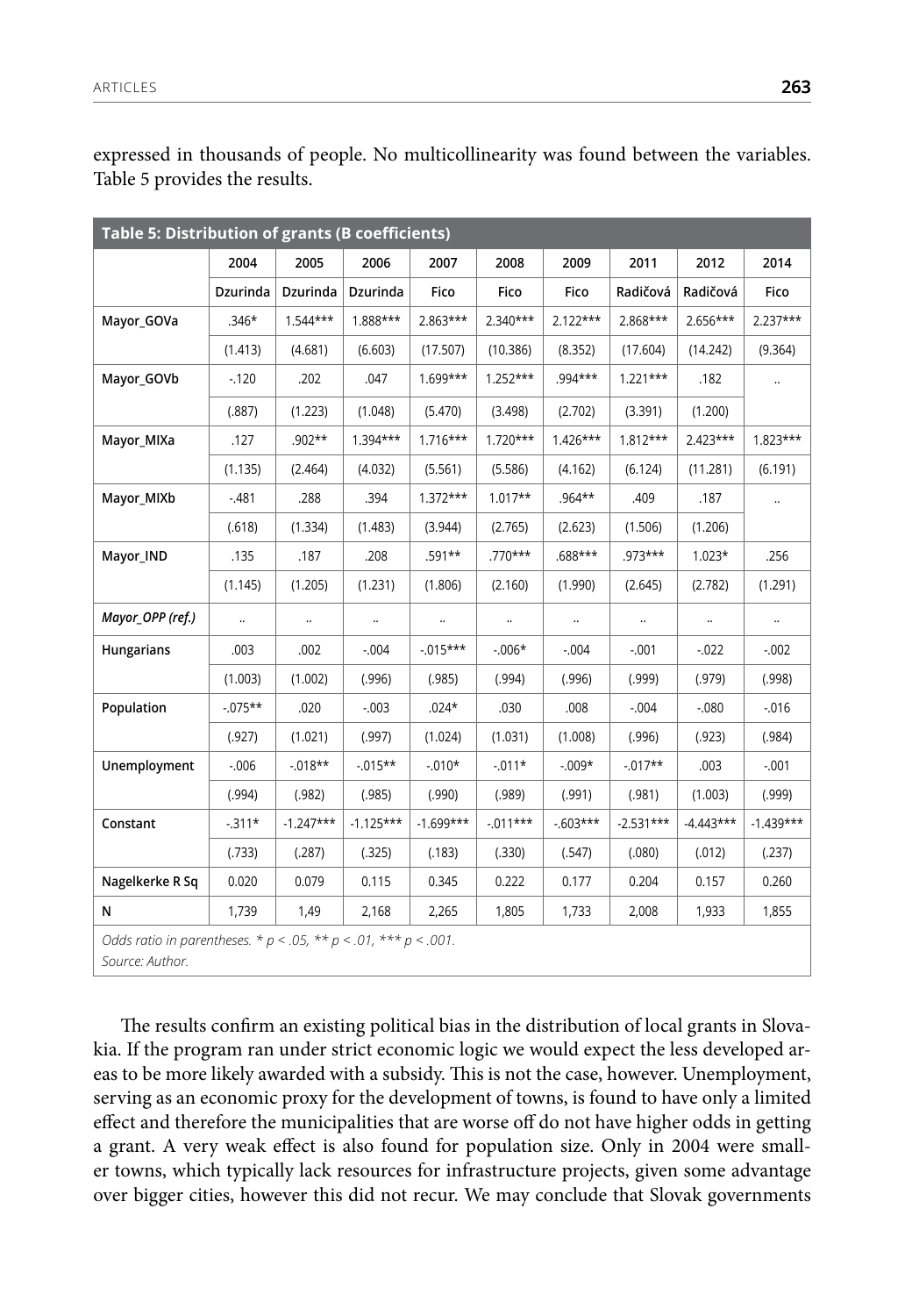expressed in thousands of people. No multicollinearity was found between the variables. Table 5 provides the results.

**Table 5: Distribution of grants (B coefficients)**

| | 2004 | 2005 | 2006 | 2007 | 2008 | 2009 | 2011 | 2012 | 2014 |
|---|---|---|---|---|---|---|---|---|---|
| | Dzurinda | Dzurinda | Dzurinda | Fico | Fico | Fico | Radičová | Radičová | Fico |
| Mayor_GOVa | .346* | 1.544*** | 1.888*** | 2.863*** | 2.340*** | 2.122*** | 2.868*** | 2.656*** | 2.237*** |
| | (1.413) | (4.681) | (6.603) | (17.507) | (10.386) | (8.352) | (17.604) | (14.242) | (9.364) |
| Mayor_GOVb | -.120 | .202 | .047 | 1.699*** | 1.252*** | .994*** | 1.221*** | .182 | .. |
| | (.887) | (1.223) | (1.048) | (5.470) | (3.498) | (2.702) | (3.391) | (1.200) | |
| Mayor_MIXa | .127 | .902** | 1.394*** | 1.716*** | 1.720*** | 1.426*** | 1.812*** | 2.423*** | 1.823*** |
| | (1.135) | (2.464) | (4.032) | (5.561) | (5.586) | (4.162) | (6.124) | (11.281) | (6.191) |
| Mayor_MIXb | -.481 | .288 | .394 | 1.372*** | 1.017** | .964** | .409 | .187 | .. |
| | (.618) | (1.334) | (1.483) | (3.944) | (2.765) | (2.623) | (1.506) | (1.206) | |
| Mayor_IND | .135 | .187 | .208 | .591** | .770*** | .688*** | .973*** | 1.023* | .256 |
| | (1.145) | (1.205) | (1.231) | (1.806) | (2.160) | (1.990) | (2.645) | (2.782) | (1.291) |
| *Mayor_OPP (ref.)* | .. | .. | .. | .. | .. | .. | .. | .. | .. |
| Hungarians | .003 | .002 | -.004 | -.015*** | -.006* | -.004 | -.001 | -.022 | -.002 |
| | (1.003) | (1.002) | (.996) | (.985) | (.994) | (.996) | (.999) | (.979) | (.998) |
| Population | -.075** | .020 | -.003 | .024* | .030 | .008 | -.004 | -.080 | -.016 |
| | (.927) | (1.021) | (.997) | (1.024) | (1.031) | (1.008) | (.996) | (.923) | (.984) |
| Unemployment | -.006 | -.018** | -.015** | -.010* | -.011* | -.009* | -.017** | .003 | -.001 |
| | (.994) | (.982) | (.985) | (.990) | (.989) | (.991) | (.981) | (1.003) | (.999) |
| Constant | -.311* | -1.247*** | -1.125*** | -1.699*** | -.011*** | -.603*** | -2.531*** | -4.443*** | -1.439*** |
| | (.733) | (.287) | (.325) | (.183) | (.330) | (.547) | (.080) | (.012) | (.237) |
| Nagelkerke R Sq | 0.020 | 0.079 | 0.115 | 0.345 | 0.222 | 0.177 | 0.204 | 0.157 | 0.260 |
| N | 1,739 | 1,49 | 2,168 | 2,265 | 1,805 | 1,733 | 2,008 | 1,933 | 1,855 |

*Odds ratio in parentheses. * p < .05, ** p < .01, *** p < .001.*
*Source: Author.*

The results confirm an existing political bias in the distribution of local grants in Slovakia. If the program ran under strict economic logic we would expect the less developed areas to be more likely awarded with a subsidy. This is not the case, however. Unemployment, serving as an economic proxy for the development of towns, is found to have only a limited effect and therefore the municipalities that are worse off do not have higher odds in getting a grant. A very weak effect is also found for population size. Only in 2004 were smaller towns, which typically lack resources for infrastructure projects, given some advantage over bigger cities, however this did not recur. We may conclude that Slovak governments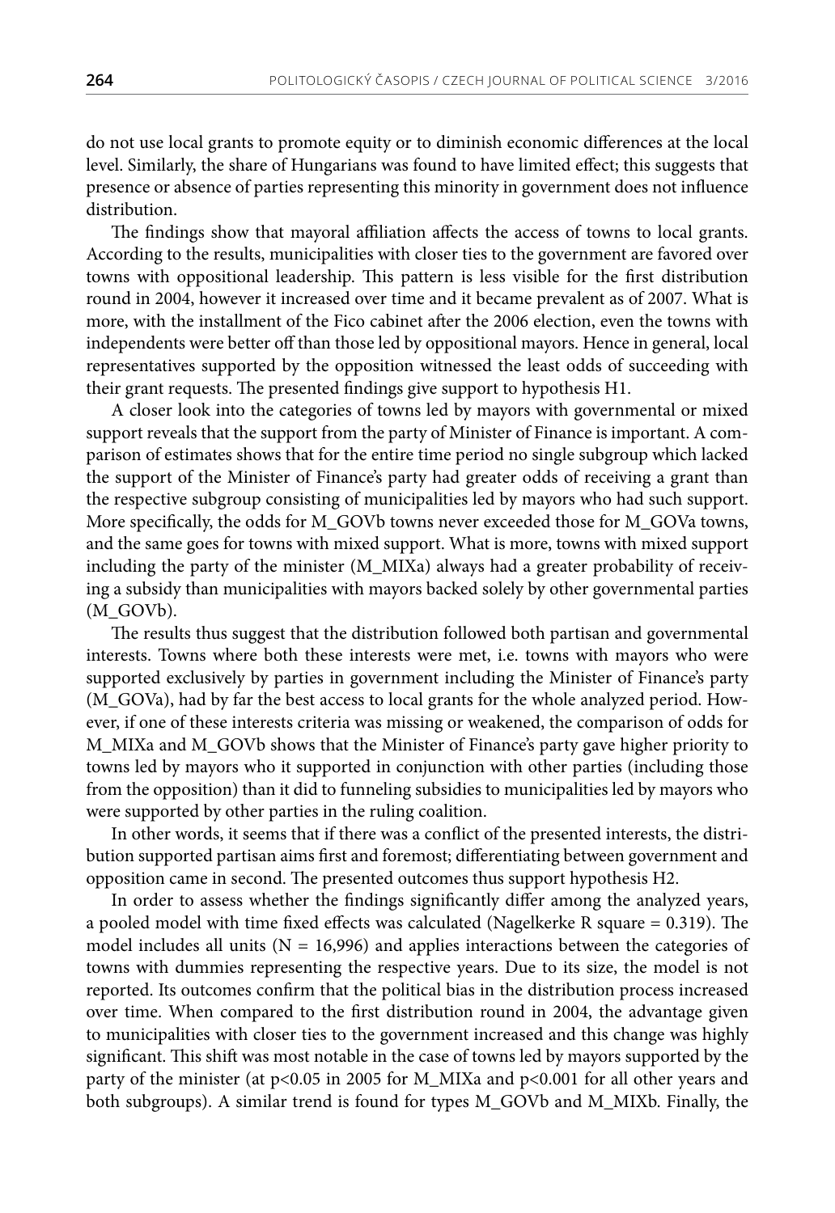do not use local grants to promote equity or to diminish economic differences at the local level. Similarly, the share of Hungarians was found to have limited effect; this suggests that presence or absence of parties representing this minority in government does not influence distribution.

The findings show that mayoral affiliation affects the access of towns to local grants. According to the results, municipalities with closer ties to the government are favored over towns with oppositional leadership. This pattern is less visible for the first distribution round in 2004, however it increased over time and it became prevalent as of 2007. What is more, with the installment of the Fico cabinet after the 2006 election, even the towns with independents were better off than those led by oppositional mayors. Hence in general, local representatives supported by the opposition witnessed the least odds of succeeding with their grant requests. The presented findings give support to hypothesis H1.

A closer look into the categories of towns led by mayors with governmental or mixed support reveals that the support from the party of Minister of Finance is important. A comparison of estimates shows that for the entire time period no single subgroup which lacked the support of the Minister of Finance's party had greater odds of receiving a grant than the respective subgroup consisting of municipalities led by mayors who had such support. More specifically, the odds for M_GOVb towns never exceeded those for M_GOVa towns, and the same goes for towns with mixed support. What is more, towns with mixed support including the party of the minister (M_MIXa) always had a greater probability of receiving a subsidy than municipalities with mayors backed solely by other governmental parties (M_GOVb).

The results thus suggest that the distribution followed both partisan and governmental interests. Towns where both these interests were met, i.e. towns with mayors who were supported exclusively by parties in government including the Minister of Finance's party (M_GOVa), had by far the best access to local grants for the whole analyzed period. However, if one of these interests criteria was missing or weakened, the comparison of odds for M_MIXa and M_GOVb shows that the Minister of Finance's party gave higher priority to towns led by mayors who it supported in conjunction with other parties (including those from the opposition) than it did to funneling subsidies to municipalities led by mayors who were supported by other parties in the ruling coalition.

In other words, it seems that if there was a conflict of the presented interests, the distribution supported partisan aims first and foremost; differentiating between government and opposition came in second. The presented outcomes thus support hypothesis H2.

In order to assess whether the findings significantly differ among the analyzed years, a pooled model with time fixed effects was calculated (Nagelkerke R square = 0.319). The model includes all units (N = 16,996) and applies interactions between the categories of towns with dummies representing the respective years. Due to its size, the model is not reported. Its outcomes confirm that the political bias in the distribution process increased over time. When compared to the first distribution round in 2004, the advantage given to municipalities with closer ties to the government increased and this change was highly significant. This shift was most notable in the case of towns led by mayors supported by the party of the minister (at $p<0.05$ in 2005 for M_MIXa and $p<0.001$ for all other years and both subgroups). A similar trend is found for types M_GOVb and M_MIXb. Finally, the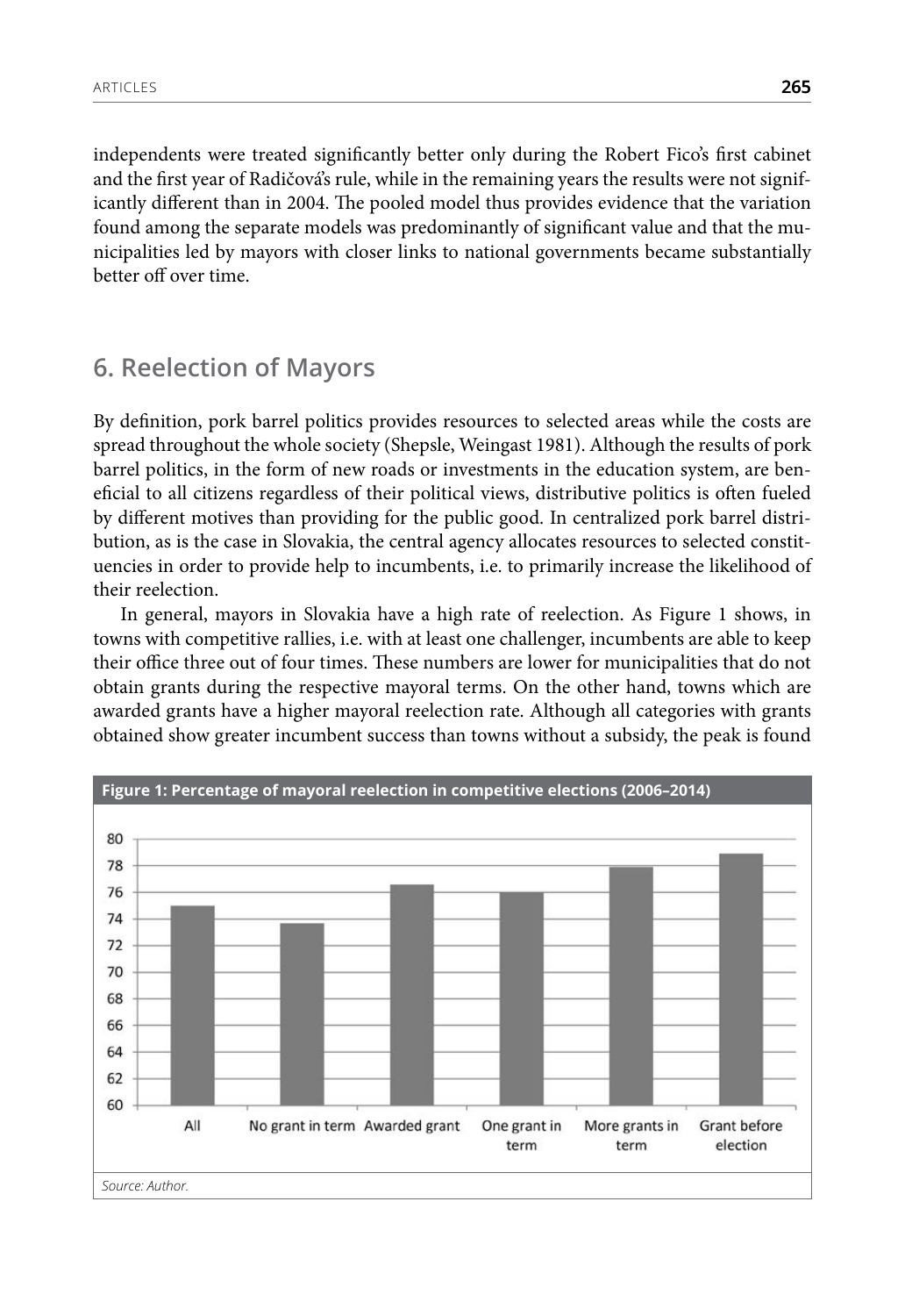independents were treated significantly better only during the Robert Fico's first cabinet and the first year of Radičová's rule, while in the remaining years the results were not significantly different than in 2004. The pooled model thus provides evidence that the variation found among the separate models was predominantly of significant value and that the municipalities led by mayors with closer links to national governments became substantially better off over time.

## 6. Reelection of Mayors

By definition, pork barrel politics provides resources to selected areas while the costs are spread throughout the whole society (Shepsle, Weingast 1981). Although the results of pork barrel politics, in the form of new roads or investments in the education system, are beneficial to all citizens regardless of their political views, distributive politics is often fueled by different motives than providing for the public good. In centralized pork barrel distribution, as is the case in Slovakia, the central agency allocates resources to selected constituencies in order to provide help to incumbents, i.e. to primarily increase the likelihood of their reelection.

In general, mayors in Slovakia have a high rate of reelection. As Figure 1 shows, in towns with competitive rallies, i.e. with at least one challenger, incumbents are able to keep their office three out of four times. These numbers are lower for municipalities that do not obtain grants during the respective mayoral terms. On the other hand, towns which are awarded grants have a higher mayoral reelection rate. Although all categories with grants obtained show greater incumbent success than towns without a subsidy, the peak is found

**Figure 1: Percentage of mayoral reelection in competitive elections (2006–2014)**

*Source: Author.*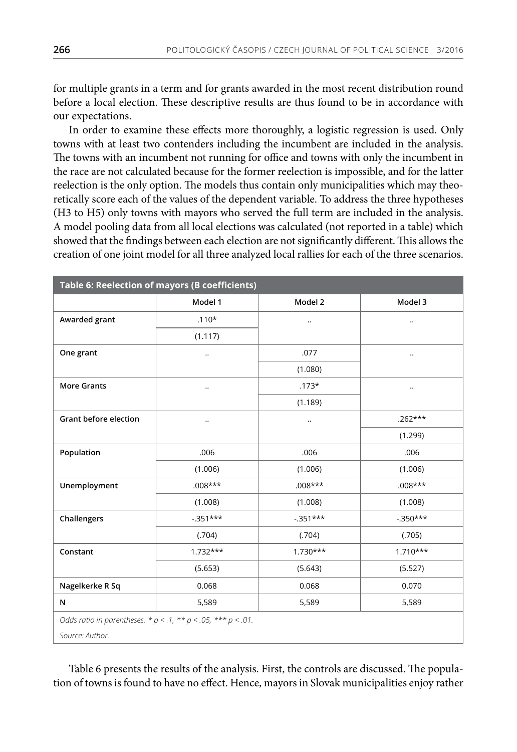for multiple grants in a term and for grants awarded in the most recent distribution round before a local election. These descriptive results are thus found to be in accordance with our expectations.

In order to examine these effects more thoroughly, a logistic regression is used. Only towns with at least two contenders including the incumbent are included in the analysis. The towns with an incumbent not running for office and towns with only the incumbent in the race are not calculated because for the former reelection is impossible, and for the latter reelection is the only option. The models thus contain only municipalities which may theoretically score each of the values of the dependent variable. To address the three hypotheses (H3 to H5) only towns with mayors who served the full term are included in the analysis. A model pooling data from all local elections was calculated (not reported in a table) which showed that the findings between each election are not significantly different. This allows the creation of one joint model for all three analyzed local rallies for each of the three scenarios.

**Table 6: Reelection of mayors (B coefficients)**

| | Model 1 | Model 2 | Model 3 |
|---|---|---|---|
| **Awarded grant** | .110* | .. | .. |
| | (1.117) | | |
| **One grant** | .. | .077 | .. |
| | | (1.080) | |
| **More Grants** | .. | .173* | .. |
| | | (1.189) | |
| **Grant before election** | .. | .. | .262*** |
| | | | (1.299) |
| **Population** | .006 | .006 | .006 |
| | (1.006) | (1.006) | (1.006) |
| **Unemployment** | .008*** | .008*** | .008*** |
| | (1.008) | (1.008) | (1.008) |
| **Challengers** | -.351*** | -.351*** | -.350*** |
| | (.704) | (.704) | (.705) |
| **Constant** | 1.732*** | 1.730*** | 1.710*** |
| | (5.653) | (5.643) | (5.527) |
| **Nagelkerke R Sq** | 0.068 | 0.068 | 0.070 |
| **N** | 5,589 | 5,589 | 5,589 |

*Odds ratio in parentheses. * $p < .1$, ** $p < .05$, *** $p < .01$.*

*Source: Author.*

Table 6 presents the results of the analysis. First, the controls are discussed. The population of towns is found to have no effect. Hence, mayors in Slovak municipalities enjoy rather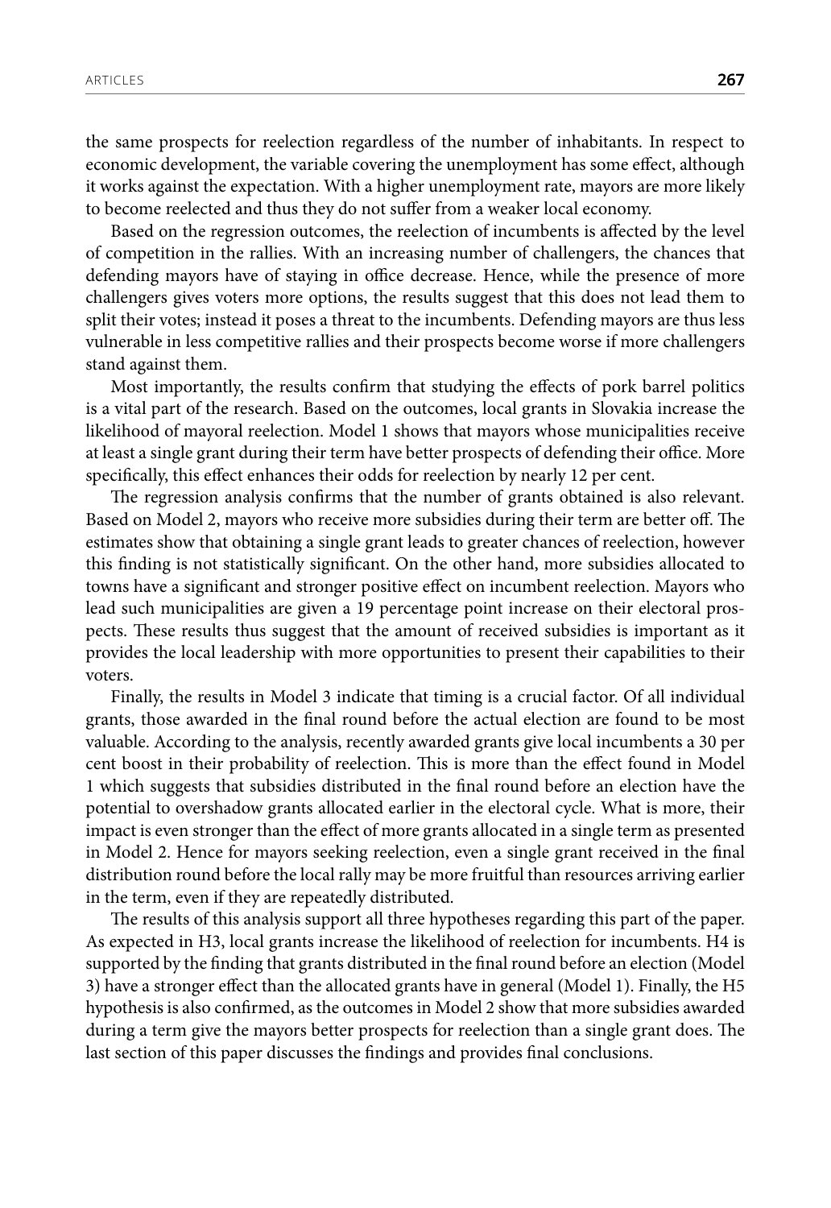the same prospects for reelection regardless of the number of inhabitants. In respect to economic development, the variable covering the unemployment has some effect, although it works against the expectation. With a higher unemployment rate, mayors are more likely to become reelected and thus they do not suffer from a weaker local economy.

Based on the regression outcomes, the reelection of incumbents is affected by the level of competition in the rallies. With an increasing number of challengers, the chances that defending mayors have of staying in office decrease. Hence, while the presence of more challengers gives voters more options, the results suggest that this does not lead them to split their votes; instead it poses a threat to the incumbents. Defending mayors are thus less vulnerable in less competitive rallies and their prospects become worse if more challengers stand against them.

Most importantly, the results confirm that studying the effects of pork barrel politics is a vital part of the research. Based on the outcomes, local grants in Slovakia increase the likelihood of mayoral reelection. Model 1 shows that mayors whose municipalities receive at least a single grant during their term have better prospects of defending their office. More specifically, this effect enhances their odds for reelection by nearly 12 per cent.

The regression analysis confirms that the number of grants obtained is also relevant. Based on Model 2, mayors who receive more subsidies during their term are better off. The estimates show that obtaining a single grant leads to greater chances of reelection, however this finding is not statistically significant. On the other hand, more subsidies allocated to towns have a significant and stronger positive effect on incumbent reelection. Mayors who lead such municipalities are given a 19 percentage point increase on their electoral prospects. These results thus suggest that the amount of received subsidies is important as it provides the local leadership with more opportunities to present their capabilities to their voters.

Finally, the results in Model 3 indicate that timing is a crucial factor. Of all individual grants, those awarded in the final round before the actual election are found to be most valuable. According to the analysis, recently awarded grants give local incumbents a 30 per cent boost in their probability of reelection. This is more than the effect found in Model 1 which suggests that subsidies distributed in the final round before an election have the potential to overshadow grants allocated earlier in the electoral cycle. What is more, their impact is even stronger than the effect of more grants allocated in a single term as presented in Model 2. Hence for mayors seeking reelection, even a single grant received in the final distribution round before the local rally may be more fruitful than resources arriving earlier in the term, even if they are repeatedly distributed.

The results of this analysis support all three hypotheses regarding this part of the paper. As expected in H3, local grants increase the likelihood of reelection for incumbents. H4 is supported by the finding that grants distributed in the final round before an election (Model 3) have a stronger effect than the allocated grants have in general (Model 1). Finally, the H5 hypothesis is also confirmed, as the outcomes in Model 2 show that more subsidies awarded during a term give the mayors better prospects for reelection than a single grant does. The last section of this paper discusses the findings and provides final conclusions.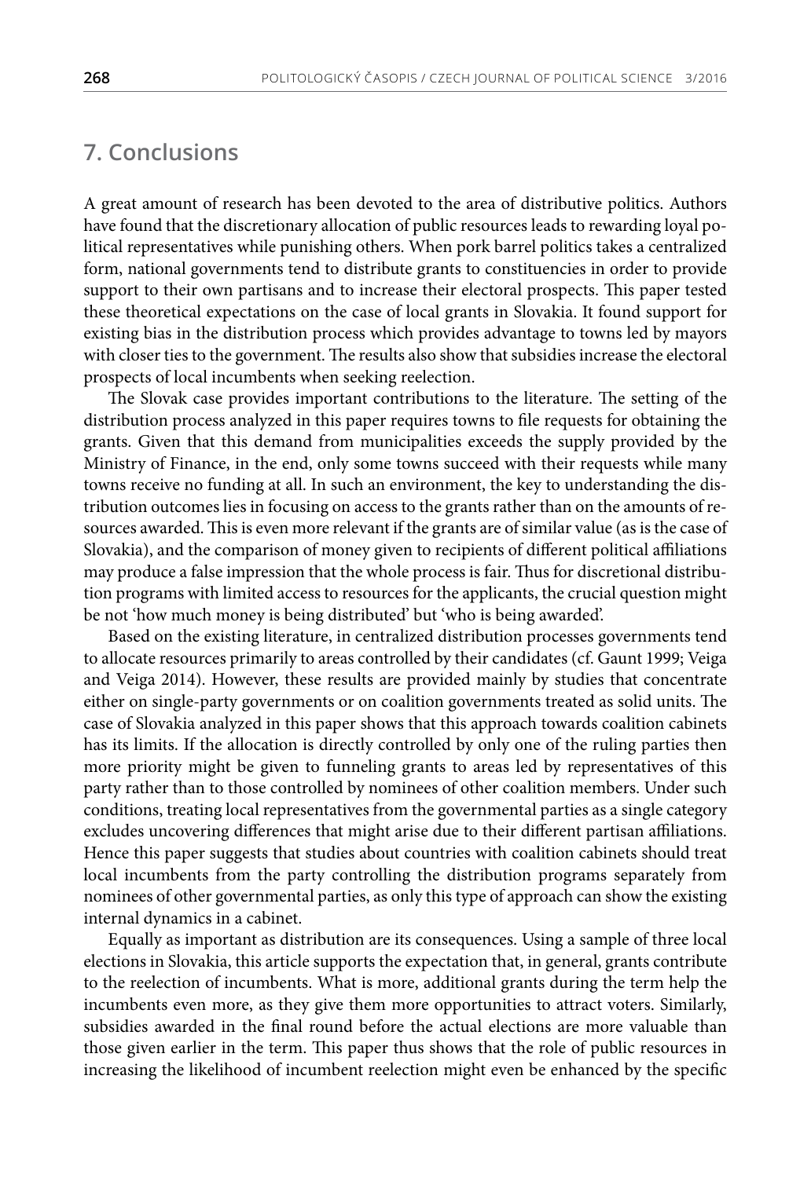## 7. Conclusions

A great amount of research has been devoted to the area of distributive politics. Authors have found that the discretionary allocation of public resources leads to rewarding loyal political representatives while punishing others. When pork barrel politics takes a centralized form, national governments tend to distribute grants to constituencies in order to provide support to their own partisans and to increase their electoral prospects. This paper tested these theoretical expectations on the case of local grants in Slovakia. It found support for existing bias in the distribution process which provides advantage to towns led by mayors with closer ties to the government. The results also show that subsidies increase the electoral prospects of local incumbents when seeking reelection.

The Slovak case provides important contributions to the literature. The setting of the distribution process analyzed in this paper requires towns to file requests for obtaining the grants. Given that this demand from municipalities exceeds the supply provided by the Ministry of Finance, in the end, only some towns succeed with their requests while many towns receive no funding at all. In such an environment, the key to understanding the distribution outcomes lies in focusing on access to the grants rather than on the amounts of resources awarded. This is even more relevant if the grants are of similar value (as is the case of Slovakia), and the comparison of money given to recipients of different political affiliations may produce a false impression that the whole process is fair. Thus for discretional distribution programs with limited access to resources for the applicants, the crucial question might be not 'how much money is being distributed' but 'who is being awarded'.

Based on the existing literature, in centralized distribution processes governments tend to allocate resources primarily to areas controlled by their candidates (cf. Gaunt 1999; Veiga and Veiga 2014). However, these results are provided mainly by studies that concentrate either on single-party governments or on coalition governments treated as solid units. The case of Slovakia analyzed in this paper shows that this approach towards coalition cabinets has its limits. If the allocation is directly controlled by only one of the ruling parties then more priority might be given to funneling grants to areas led by representatives of this party rather than to those controlled by nominees of other coalition members. Under such conditions, treating local representatives from the governmental parties as a single category excludes uncovering differences that might arise due to their different partisan affiliations. Hence this paper suggests that studies about countries with coalition cabinets should treat local incumbents from the party controlling the distribution programs separately from nominees of other governmental parties, as only this type of approach can show the existing internal dynamics in a cabinet.

Equally as important as distribution are its consequences. Using a sample of three local elections in Slovakia, this article supports the expectation that, in general, grants contribute to the reelection of incumbents. What is more, additional grants during the term help the incumbents even more, as they give them more opportunities to attract voters. Similarly, subsidies awarded in the final round before the actual elections are more valuable than those given earlier in the term. This paper thus shows that the role of public resources in increasing the likelihood of incumbent reelection might even be enhanced by the specific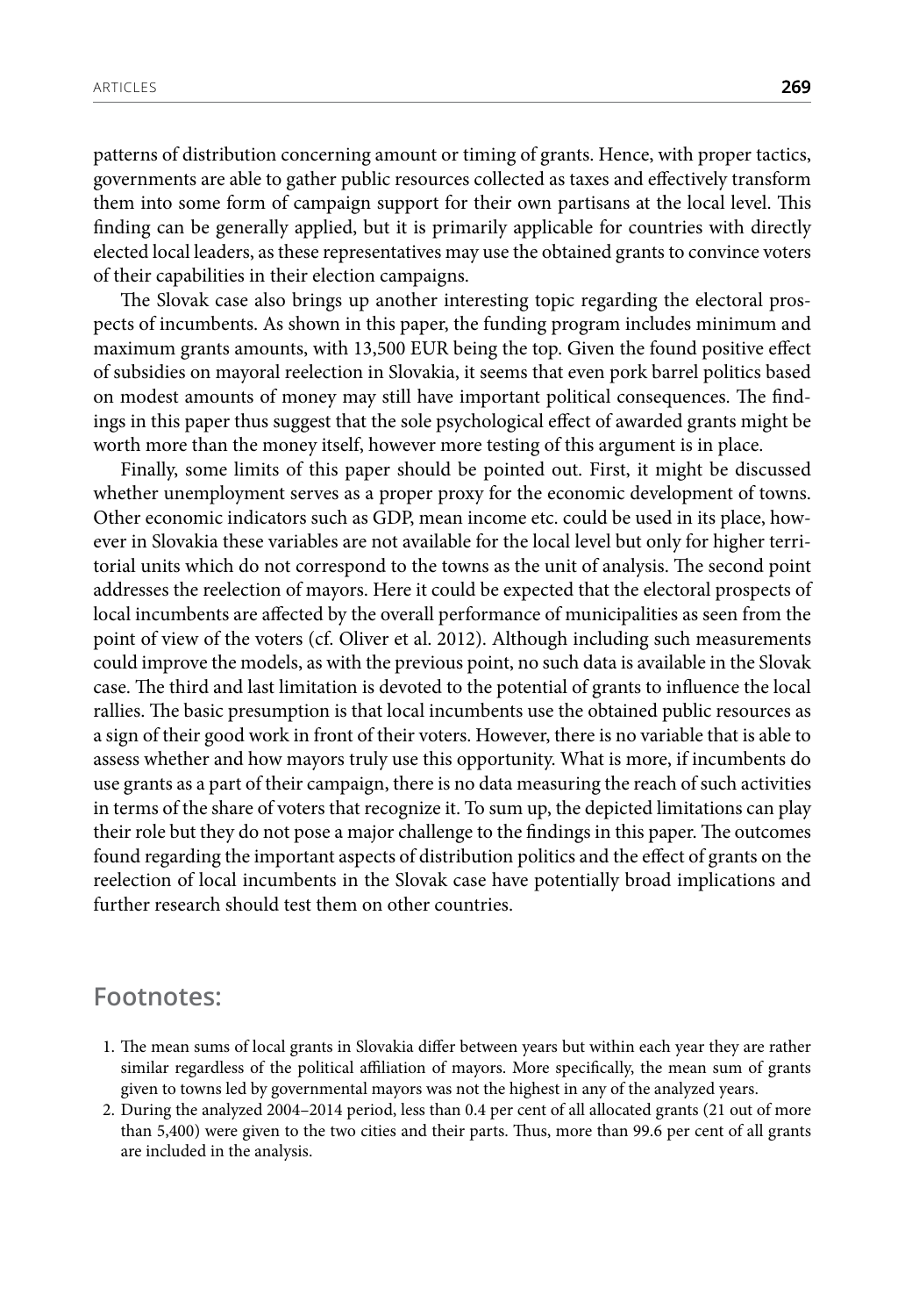patterns of distribution concerning amount or timing of grants. Hence, with proper tactics, governments are able to gather public resources collected as taxes and effectively transform them into some form of campaign support for their own partisans at the local level. This finding can be generally applied, but it is primarily applicable for countries with directly elected local leaders, as these representatives may use the obtained grants to convince voters of their capabilities in their election campaigns.

The Slovak case also brings up another interesting topic regarding the electoral prospects of incumbents. As shown in this paper, the funding program includes minimum and maximum grants amounts, with 13,500 EUR being the top. Given the found positive effect of subsidies on mayoral reelection in Slovakia, it seems that even pork barrel politics based on modest amounts of money may still have important political consequences. The findings in this paper thus suggest that the sole psychological effect of awarded grants might be worth more than the money itself, however more testing of this argument is in place.

Finally, some limits of this paper should be pointed out. First, it might be discussed whether unemployment serves as a proper proxy for the economic development of towns. Other economic indicators such as GDP, mean income etc. could be used in its place, however in Slovakia these variables are not available for the local level but only for higher territorial units which do not correspond to the towns as the unit of analysis. The second point addresses the reelection of mayors. Here it could be expected that the electoral prospects of local incumbents are affected by the overall performance of municipalities as seen from the point of view of the voters (cf. Oliver et al. 2012). Although including such measurements could improve the models, as with the previous point, no such data is available in the Slovak case. The third and last limitation is devoted to the potential of grants to influence the local rallies. The basic presumption is that local incumbents use the obtained public resources as a sign of their good work in front of their voters. However, there is no variable that is able to assess whether and how mayors truly use this opportunity. What is more, if incumbents do use grants as a part of their campaign, there is no data measuring the reach of such activities in terms of the share of voters that recognize it. To sum up, the depicted limitations can play their role but they do not pose a major challenge to the findings in this paper. The outcomes found regarding the important aspects of distribution politics and the effect of grants on the reelection of local incumbents in the Slovak case have potentially broad implications and further research should test them on other countries.

## Footnotes:

1. The mean sums of local grants in Slovakia differ between years but within each year they are rather similar regardless of the political affiliation of mayors. More specifically, the mean sum of grants given to towns led by governmental mayors was not the highest in any of the analyzed years.
2. During the analyzed 2004–2014 period, less than 0.4 per cent of all allocated grants (21 out of more than 5,400) were given to the two cities and their parts. Thus, more than 99.6 per cent of all grants are included in the analysis.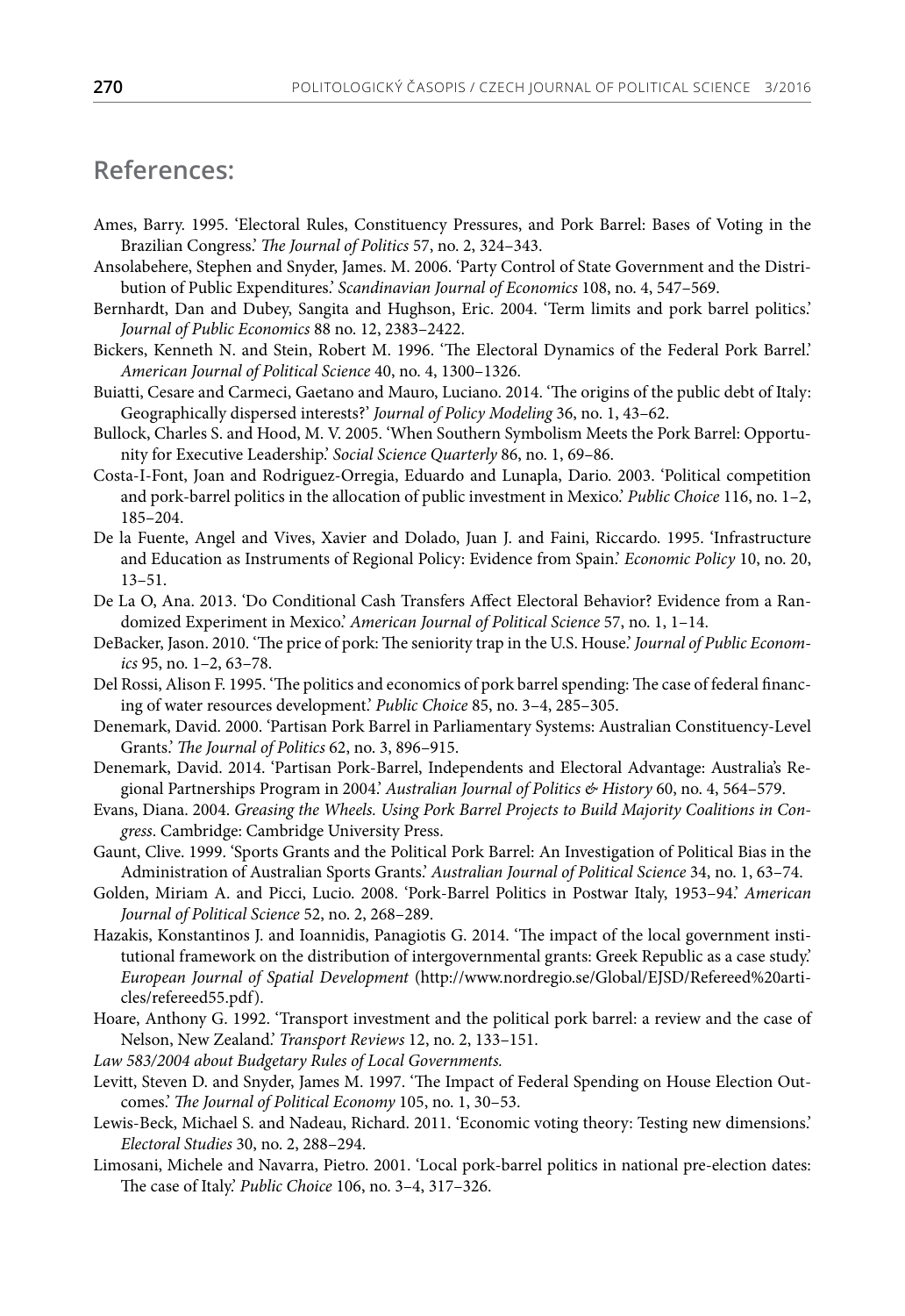## References:

Ames, Barry. 1995. 'Electoral Rules, Constituency Pressures, and Pork Barrel: Bases of Voting in the Brazilian Congress.' *The Journal of Politics* 57, no. 2, 324–343.

Ansolabehere, Stephen and Snyder, James. M. 2006. 'Party Control of State Government and the Distribution of Public Expenditures.' *Scandinavian Journal of Economics* 108, no. 4, 547–569.

Bernhardt, Dan and Dubey, Sangita and Hughson, Eric. 2004. 'Term limits and pork barrel politics.' *Journal of Public Economics* 88 no. 12, 2383–2422.

Bickers, Kenneth N. and Stein, Robert M. 1996. 'The Electoral Dynamics of the Federal Pork Barrel.' *American Journal of Political Science* 40, no. 4, 1300–1326.

Buiatti, Cesare and Carmeci, Gaetano and Mauro, Luciano. 2014. 'The origins of the public debt of Italy: Geographically dispersed interests?' *Journal of Policy Modeling* 36, no. 1, 43–62.

Bullock, Charles S. and Hood, M. V. 2005. 'When Southern Symbolism Meets the Pork Barrel: Opportunity for Executive Leadership.' *Social Science Quarterly* 86, no. 1, 69–86.

Costa-I-Font, Joan and Rodriguez-Orregia, Eduardo and Lunapla, Dario. 2003. 'Political competition and pork-barrel politics in the allocation of public investment in Mexico.' *Public Choice* 116, no. 1–2, 185–204.

De la Fuente, Angel and Vives, Xavier and Dolado, Juan J. and Faini, Riccardo. 1995. 'Infrastructure and Education as Instruments of Regional Policy: Evidence from Spain.' *Economic Policy* 10, no. 20, 13–51.

De La O, Ana. 2013. 'Do Conditional Cash Transfers Affect Electoral Behavior? Evidence from a Randomized Experiment in Mexico.' *American Journal of Political Science* 57, no. 1, 1–14.

DeBacker, Jason. 2010. 'The price of pork: The seniority trap in the U.S. House.' *Journal of Public Economics* 95, no. 1–2, 63–78.

Del Rossi, Alison F. 1995. 'The politics and economics of pork barrel spending: The case of federal financing of water resources development.' *Public Choice* 85, no. 3–4, 285–305.

Denemark, David. 2000. 'Partisan Pork Barrel in Parliamentary Systems: Australian Constituency-Level Grants.' *The Journal of Politics* 62, no. 3, 896–915.

Denemark, David. 2014. 'Partisan Pork-Barrel, Independents and Electoral Advantage: Australia's Regional Partnerships Program in 2004.' *Australian Journal of Politics & History* 60, no. 4, 564–579.

Evans, Diana. 2004. *Greasing the Wheels. Using Pork Barrel Projects to Build Majority Coalitions in Congress*. Cambridge: Cambridge University Press.

Gaunt, Clive. 1999. 'Sports Grants and the Political Pork Barrel: An Investigation of Political Bias in the Administration of Australian Sports Grants.' *Australian Journal of Political Science* 34, no. 1, 63–74.

Golden, Miriam A. and Picci, Lucio. 2008. 'Pork-Barrel Politics in Postwar Italy, 1953–94.' *American Journal of Political Science* 52, no. 2, 268–289.

Hazakis, Konstantinos J. and Ioannidis, Panagiotis G. 2014. 'The impact of the local government institutional framework on the distribution of intergovernmental grants: Greek Republic as a case study.' *European Journal of Spatial Development* (http://www.nordregio.se/Global/EJSD/Refereed%20articles/refereed55.pdf).

Hoare, Anthony G. 1992. 'Transport investment and the political pork barrel: a review and the case of Nelson, New Zealand.' *Transport Reviews* 12, no. 2, 133–151.

*Law 583/2004 about Budgetary Rules of Local Governments.*

Levitt, Steven D. and Snyder, James M. 1997. 'The Impact of Federal Spending on House Election Outcomes.' *The Journal of Political Economy* 105, no. 1, 30–53.

Lewis-Beck, Michael S. and Nadeau, Richard. 2011. 'Economic voting theory: Testing new dimensions.' *Electoral Studies* 30, no. 2, 288–294.

Limosani, Michele and Navarra, Pietro. 2001. 'Local pork-barrel politics in national pre-election dates: The case of Italy.' *Public Choice* 106, no. 3–4, 317–326.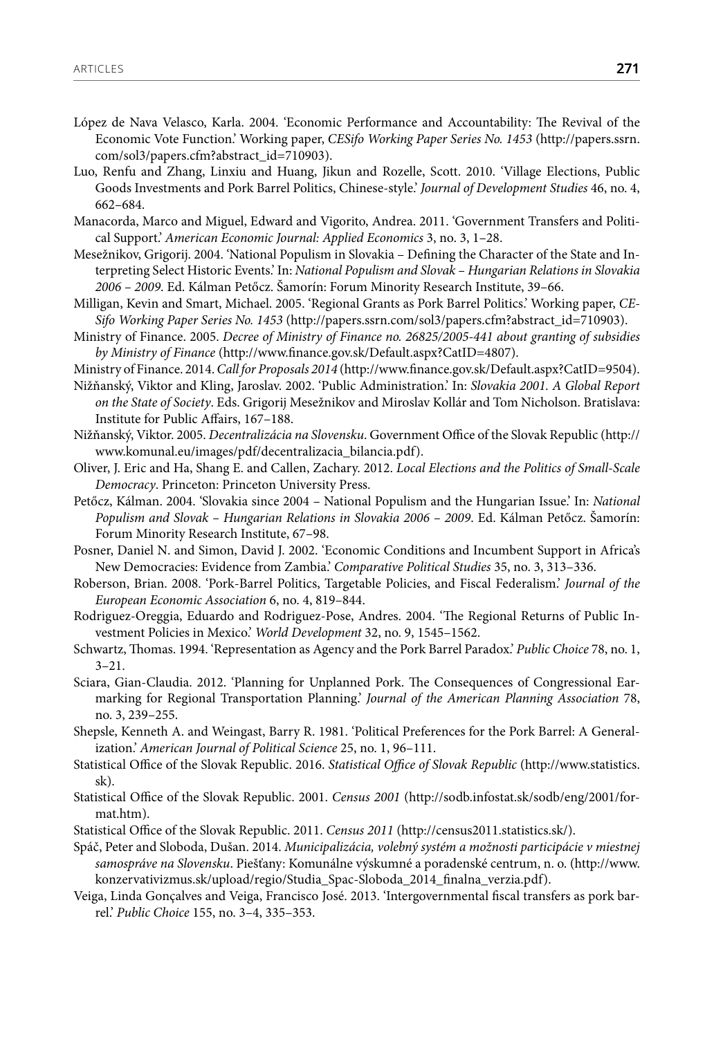López de Nava Velasco, Karla. 2004. 'Economic Performance and Accountability: The Revival of the Economic Vote Function.' Working paper, *CESifo Working Paper Series No. 1453* (http://papers.ssrn.com/sol3/papers.cfm?abstract_id=710903).

Luo, Renfu and Zhang, Linxiu and Huang, Jikun and Rozelle, Scott. 2010. 'Village Elections, Public Goods Investments and Pork Barrel Politics, Chinese-style.' *Journal of Development Studies* 46, no. 4, 662–684.

Manacorda, Marco and Miguel, Edward and Vigorito, Andrea. 2011. 'Government Transfers and Political Support.' *American Economic Journal: Applied Economics* 3, no. 3, 1–28.

Mesežnikov, Grigorij. 2004. 'National Populism in Slovakia – Defining the Character of the State and Interpreting Select Historic Events.' In: *National Populism and Slovak – Hungarian Relations in Slovakia 2006 – 2009*. Ed. Kálman Petőcz. Šamorín: Forum Minority Research Institute, 39–66.

Milligan, Kevin and Smart, Michael. 2005. 'Regional Grants as Pork Barrel Politics.' Working paper, *CESifo Working Paper Series No. 1453* (http://papers.ssrn.com/sol3/papers.cfm?abstract_id=710903).

Ministry of Finance. 2005. *Decree of Ministry of Finance no. 26825/2005-441 about granting of subsidies by Ministry of Finance* (http://www.finance.gov.sk/Default.aspx?CatID=4807).

Ministry of Finance. 2014. *Call for Proposals 2014* (http://www.finance.gov.sk/Default.aspx?CatID=9504).

Nižňanský, Viktor and Kling, Jaroslav. 2002. 'Public Administration.' In: *Slovakia 2001. A Global Report on the State of Society*. Eds. Grigorij Mesežnikov and Miroslav Kollár and Tom Nicholson. Bratislava: Institute for Public Affairs, 167–188.

Nižňanský, Viktor. 2005. *Decentralizácia na Slovensku*. Government Office of the Slovak Republic (http://www.komunal.eu/images/pdf/decentralizacia_bilancia.pdf).

Oliver, J. Eric and Ha, Shang E. and Callen, Zachary. 2012. *Local Elections and the Politics of Small-Scale Democracy*. Princeton: Princeton University Press.

Petőcz, Kálman. 2004. 'Slovakia since 2004 – National Populism and the Hungarian Issue.' In: *National Populism and Slovak – Hungarian Relations in Slovakia 2006 – 2009*. Ed. Kálman Petőcz. Šamorín: Forum Minority Research Institute, 67–98.

Posner, Daniel N. and Simon, David J. 2002. 'Economic Conditions and Incumbent Support in Africa's New Democracies: Evidence from Zambia.' *Comparative Political Studies* 35, no. 3, 313–336.

Roberson, Brian. 2008. 'Pork-Barrel Politics, Targetable Policies, and Fiscal Federalism.' *Journal of the European Economic Association* 6, no. 4, 819–844.

Rodriguez-Oreggia, Eduardo and Rodriguez-Pose, Andres. 2004. 'The Regional Returns of Public Investment Policies in Mexico.' *World Development* 32, no. 9, 1545–1562.

Schwartz, Thomas. 1994. 'Representation as Agency and the Pork Barrel Paradox.' *Public Choice* 78, no. 1, 3–21.

Sciara, Gian-Claudia. 2012. 'Planning for Unplanned Pork. The Consequences of Congressional Earmarking for Regional Transportation Planning.' *Journal of the American Planning Association* 78, no. 3, 239–255.

Shepsle, Kenneth A. and Weingast, Barry R. 1981. 'Political Preferences for the Pork Barrel: A Generalization.' *American Journal of Political Science* 25, no. 1, 96–111.

Statistical Office of the Slovak Republic. 2016. *Statistical Office of Slovak Republic* (http://www.statistics.sk).

Statistical Office of the Slovak Republic. 2001. *Census 2001* (http://sodb.infostat.sk/sodb/eng/2001/format.htm).

Statistical Office of the Slovak Republic. 2011. *Census 2011* (http://census2011.statistics.sk/).

Spáč, Peter and Sloboda, Dušan. 2014. *Municipalizácia, volebný systém a možnosti participácie v miestnej samospráve na Slovensku*. Piešťany: Komunálne výskumné a poradenské centrum, n. o. (http://www.konzervativizmus.sk/upload/regio/Studia_Spac-Sloboda_2014_finalna_verzia.pdf).

Veiga, Linda Gonçalves and Veiga, Francisco José. 2013. 'Intergovernmental fiscal transfers as pork barrel.' *Public Choice* 155, no. 3–4, 335–353.